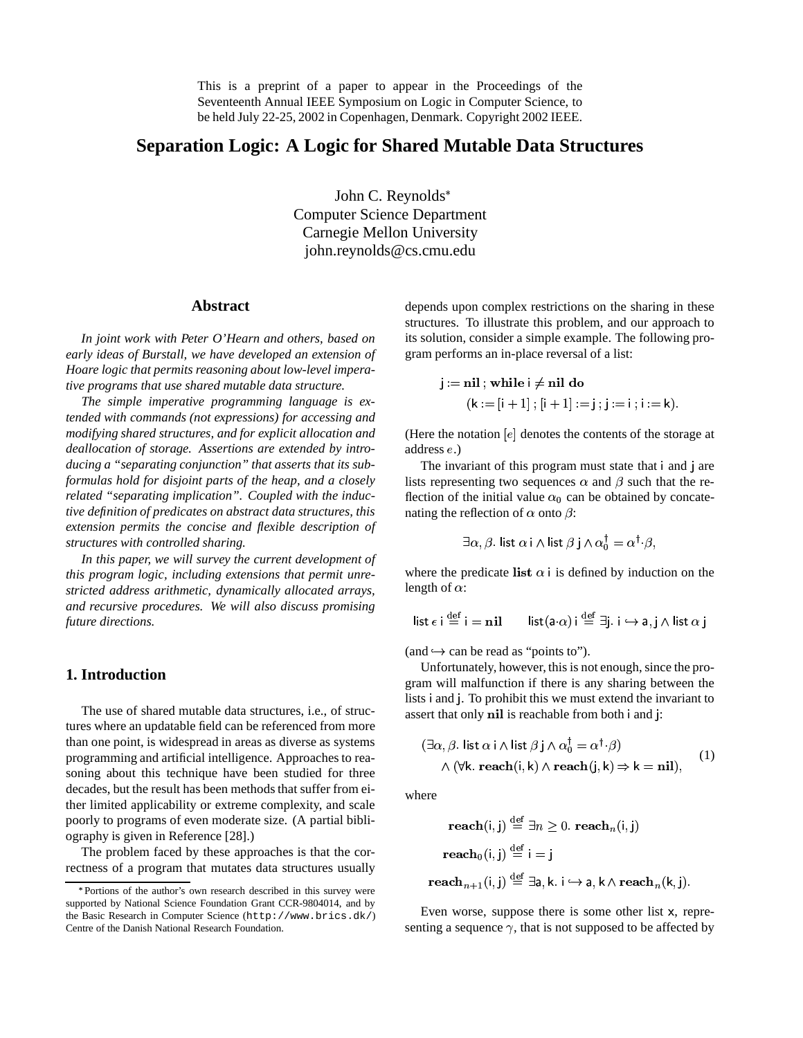This is a preprint of a paper to appear in the Proceedings of the Seventeenth Annual IEEE Symposium on Logic in Computer Science, to be held July 22-25, 2002 in Copenhagen, Denmark. Copyright 2002 IEEE.

# Separation Logic: A Logic for Shared Mutable Data Structures

John C. Reynolds*
Computer Science Department
Carnegie Mellon University
john.reynolds@cs.cmu.edu

## Abstract

*In joint work with Peter O'Hearn and others, based on early ideas of Burstall, we have developed an extension of Hoare logic that permits reasoning about low-level imperative programs that use shared mutable data structure.*

*The simple imperative programming language is extended with commands (not expressions) for accessing and modifying shared structures, and for explicit allocation and deallocation of storage. Assertions are extended by introducing a "separating conjunction" that asserts that its subformulas hold for disjoint parts of the heap, and a closely related "separating implication". Coupled with the inductive definition of predicates on abstract data structures, this extension permits the concise and flexible description of structures with controlled sharing.*

*In this paper, we will survey the current development of this program logic, including extensions that permit unrestricted address arithmetic, dynamically allocated arrays, and recursive procedures. We will also discuss promising future directions.*

## 1. Introduction

The use of shared mutable data structures, i.e., of structures where an updatable field can be referenced from more than one point, is widespread in areas as diverse as systems programming and artificial intelligence. Approaches to reasoning about this technique have been studied for three decades, but the result has been methods that suffer from either limited applicability or extreme complexity, and scale poorly to programs of even moderate size. (A partial bibliography is given in Reference [28].)

The problem faced by these approaches is that the correctness of a program that mutates data structures usually depends upon complex restrictions on the sharing in these structures. To illustrate this problem, and our approach to its solution, consider a simple example. The following program performs an in-place reversal of a list:

$$\begin{aligned}&\mathsf{j} := \mathbf{nil}\,;\ \mathbf{while}\ \mathsf{i} \neq \mathbf{nil}\ \mathbf{do}\\ &\qquad(\mathsf{k} := [\mathsf{i}+1]\,;\ [\mathsf{i}+1] := \mathsf{j}\,;\ \mathsf{j} := \mathsf{i}\,;\ \mathsf{i} := \mathsf{k}).\end{aligned}$$

(Here the notation $[e]$ denotes the contents of the storage at address $e$.)

The invariant of this program must state that $\mathsf{i}$ and $\mathsf{j}$ are lists representing two sequences $\alpha$ and $\beta$ such that the reflection of the initial value $\alpha_0$ can be obtained by concatenating the reflection of $\alpha$ onto $\beta$:

$$\exists \alpha, \beta.\ \mathsf{list}\ \alpha\ \mathsf{i} \wedge \mathsf{list}\ \beta\ \mathsf{j} \wedge \alpha_0^\dagger = \alpha^\dagger \cdot \beta,$$

where the predicate $\mathbf{list}\ \alpha\ \mathsf{i}$ is defined by induction on the length of $\alpha$:

$$\mathsf{list}\ \epsilon\ \mathsf{i} \stackrel{\mathrm{def}}{=} \mathsf{i} = \mathbf{nil} \qquad \mathsf{list}(\mathsf{a}\cdot\alpha)\ \mathsf{i} \stackrel{\mathrm{def}}{=} \exists \mathsf{j}.\ \mathsf{i} \hookrightarrow \mathsf{a}, \mathsf{j} \wedge \mathsf{list}\ \alpha\ \mathsf{j}$$

(and $\hookrightarrow$ can be read as "points to").

Unfortunately, however, this is not enough, since the program will malfunction if there is any sharing between the lists $\mathsf{i}$ and $\mathsf{j}$. To prohibit this we must extend the invariant to assert that only $\mathbf{nil}$ is reachable from both $\mathsf{i}$ and $\mathsf{j}$:

$$\begin{aligned}&(\exists \alpha, \beta.\ \mathsf{list}\ \alpha\ \mathsf{i} \wedge \mathsf{list}\ \beta\ \mathsf{j} \wedge \alpha_0^\dagger = \alpha^\dagger \cdot \beta)\\ &\quad \wedge (\forall \mathsf{k}.\ \mathbf{reach}(\mathsf{i}, \mathsf{k}) \wedge \mathbf{reach}(\mathsf{j}, \mathsf{k}) \Rightarrow \mathsf{k} = \mathbf{nil}),\end{aligned} \tag{1}$$

where

$$\begin{aligned}\mathbf{reach}(\mathsf{i}, \mathsf{j}) &\stackrel{\mathrm{def}}{=} \exists n \geq 0.\ \mathbf{reach}_n(\mathsf{i}, \mathsf{j})\\ \mathbf{reach}_0(\mathsf{i}, \mathsf{j}) &\stackrel{\mathrm{def}}{=} \mathsf{i} = \mathsf{j}\\ \mathbf{reach}_{n+1}(\mathsf{i}, \mathsf{j}) &\stackrel{\mathrm{def}}{=} \exists \mathsf{a}, \mathsf{k}.\ \mathsf{i} \hookrightarrow \mathsf{a}, \mathsf{k} \wedge \mathbf{reach}_n(\mathsf{k}, \mathsf{j}).\end{aligned}$$

Even worse, suppose there is some other list $\mathsf{x}$, representing a sequence $\gamma$, that is not supposed to be affected by

*Portions of the author's own research described in this survey were supported by National Science Foundation Grant CCR-9804014, and by the Basic Research in Computer Science (`http://www.brics.dk/`) Centre of the Danish National Research Foundation.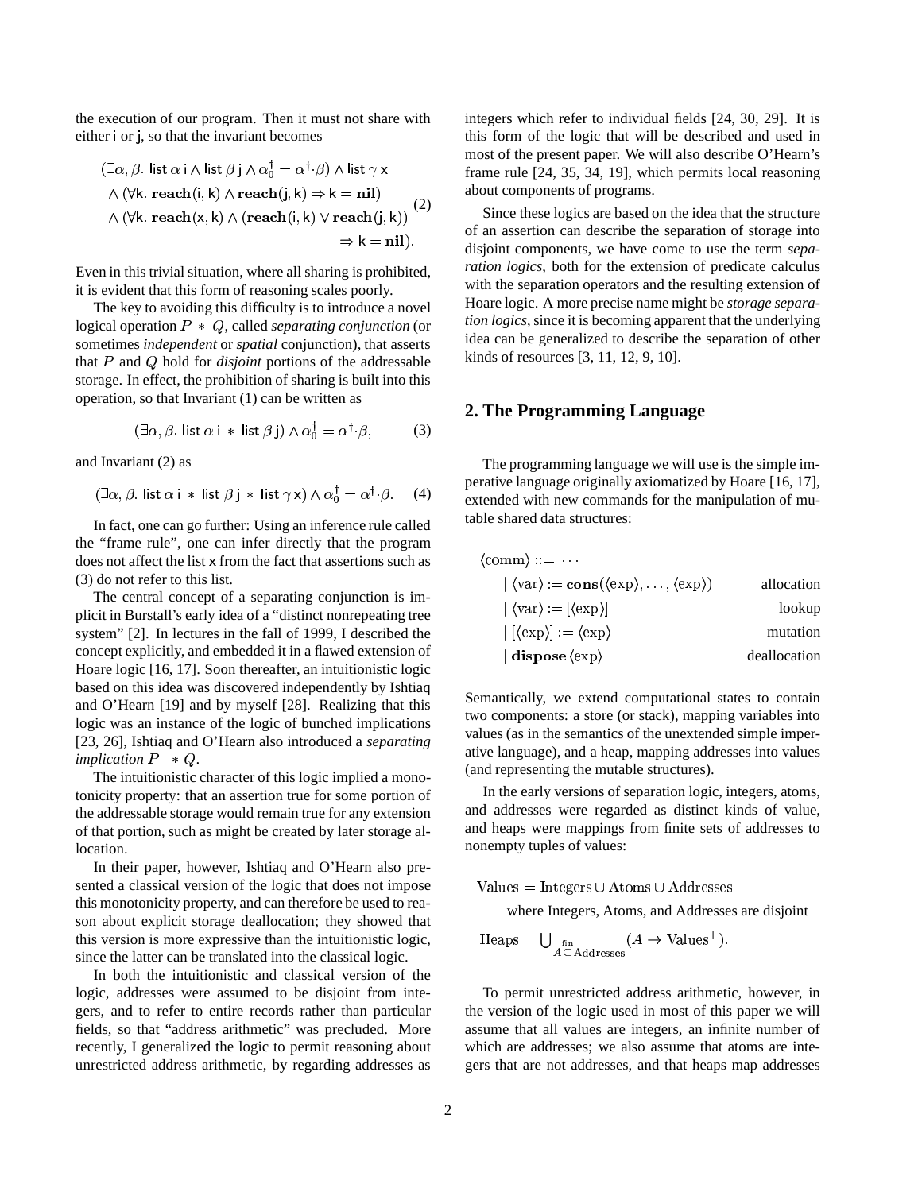the execution of our program. Then it must not share with either i or j, so that the invariant becomes

$$
\begin{aligned}
&(\exists \alpha, \beta.\ \mathsf{list}\ \alpha\ \mathsf{i} \wedge \mathsf{list}\ \beta\ \mathsf{j} \wedge \alpha_0^\dagger = \alpha^\dagger{\cdot}\beta) \wedge \mathsf{list}\ \gamma\ \mathsf{x} \\
&\quad \wedge (\forall \mathsf{k}.\ \mathbf{reach}(\mathsf{i}, \mathsf{k}) \wedge \mathbf{reach}(\mathsf{j}, \mathsf{k}) \Rightarrow \mathsf{k} = \mathbf{nil}) \\
&\quad \wedge (\forall \mathsf{k}.\ \mathbf{reach}(\mathsf{x}, \mathsf{k}) \wedge (\mathbf{reach}(\mathsf{i}, \mathsf{k}) \vee \mathbf{reach}(\mathsf{j}, \mathsf{k})) \\
&\qquad\qquad\qquad\qquad \Rightarrow \mathsf{k} = \mathbf{nil}).
\end{aligned} \tag{2}
$$

Even in this trivial situation, where all sharing is prohibited, it is evident that this form of reasoning scales poorly.

The key to avoiding this difficulty is to introduce a novel logical operation $P * Q$, called *separating conjunction* (or sometimes *independent* or *spatial* conjunction), that asserts that $P$ and $Q$ hold for *disjoint* portions of the addressable storage. In effect, the prohibition of sharing is built into this operation, so that Invariant (1) can be written as

$$(\exists \alpha, \beta.\ \mathsf{list}\ \alpha\ \mathsf{i} * \mathsf{list}\ \beta\ \mathsf{j}) \wedge \alpha_0^\dagger = \alpha^\dagger{\cdot}\beta, \tag{3}$$

and Invariant (2) as

$$(\exists \alpha, \beta.\ \mathsf{list}\ \alpha\ \mathsf{i} * \mathsf{list}\ \beta\ \mathsf{j} * \mathsf{list}\ \gamma\ \mathsf{x}) \wedge \alpha_0^\dagger = \alpha^\dagger{\cdot}\beta. \tag{4}$$

In fact, one can go further: Using an inference rule called the "frame rule", one can infer directly that the program does not affect the list x from the fact that assertions such as (3) do not refer to this list.

The central concept of a separating conjunction is implicit in Burstall's early idea of a "distinct nonrepeating tree system" [2]. In lectures in the fall of 1999, I described the concept explicitly, and embedded it in a flawed extension of Hoare logic [16, 17]. Soon thereafter, an intuitionistic logic based on this idea was discovered independently by Ishtiaq and O'Hearn [19] and by myself [28]. Realizing that this logic was an instance of the logic of bunched implications [23, 26], Ishtiaq and O'Hearn also introduced a *separating implication* $P \mathrel{-\!\!*} Q$.

The intuitionistic character of this logic implied a monotonicity property: that an assertion true for some portion of the addressable storage would remain true for any extension of that portion, such as might be created by later storage allocation.

In their paper, however, Ishtiaq and O'Hearn also presented a classical version of the logic that does not impose this monotonicity property, and can therefore be used to reason about explicit storage deallocation; they showed that this version is more expressive than the intuitionistic logic, since the latter can be translated into the classical logic.

In both the intuitionistic and classical version of the logic, addresses were assumed to be disjoint from integers, and to refer to entire records rather than particular fields, so that "address arithmetic" was precluded. More recently, I generalized the logic to permit reasoning about unrestricted address arithmetic, by regarding addresses as integers which refer to individual fields [24, 30, 29]. It is this form of the logic that will be described and used in most of the present paper. We will also describe O'Hearn's frame rule [24, 35, 34, 19], which permits local reasoning about components of programs.

Since these logics are based on the idea that the structure of an assertion can describe the separation of storage into disjoint components, we have come to use the term *separation logics*, both for the extension of predicate calculus with the separation operators and the resulting extension of Hoare logic. A more precise name might be *storage separation logics*, since it is becoming apparent that the underlying idea can be generalized to describe the separation of other kinds of resources [3, 11, 12, 9, 10].

## 2. The Programming Language

The programming language we will use is the simple imperative language originally axiomatized by Hoare [16, 17], extended with new commands for the manipulation of mutable shared data structures:

$$
\begin{aligned}
\langle \text{comm} \rangle ::= {} & \cdots \\
& \mid \langle \text{var} \rangle := \mathbf{cons}(\langle \text{exp} \rangle, \ldots, \langle \text{exp} \rangle) && \text{allocation} \\
& \mid \langle \text{var} \rangle := [\langle \text{exp} \rangle] && \text{lookup} \\
& \mid [\langle \text{exp} \rangle] := \langle \text{exp} \rangle && \text{mutation} \\
& \mid \mathbf{dispose}\ \langle \text{exp} \rangle && \text{deallocation}
\end{aligned}
$$

Semantically, we extend computational states to contain two components: a store (or stack), mapping variables into values (as in the semantics of the unextended simple imperative language), and a heap, mapping addresses into values (and representing the mutable structures).

In the early versions of separation logic, integers, atoms, and addresses were regarded as distinct kinds of value, and heaps were mappings from finite sets of addresses to nonempty tuples of values:

$$\text{Values} = \text{Integers} \cup \text{Atoms} \cup \text{Addresses}$$

where Integers, Atoms, and Addresses are disjoint

$$\text{Heaps} = \bigcup_{\substack{\text{fin} \\ A \subseteq \text{Addresses}}} (A \rightarrow \text{Values}^+).$$

To permit unrestricted address arithmetic, however, in the version of the logic used in most of this paper we will assume that all values are integers, an infinite number of which are addresses; we also assume that atoms are integers that are not addresses, and that heaps map addresses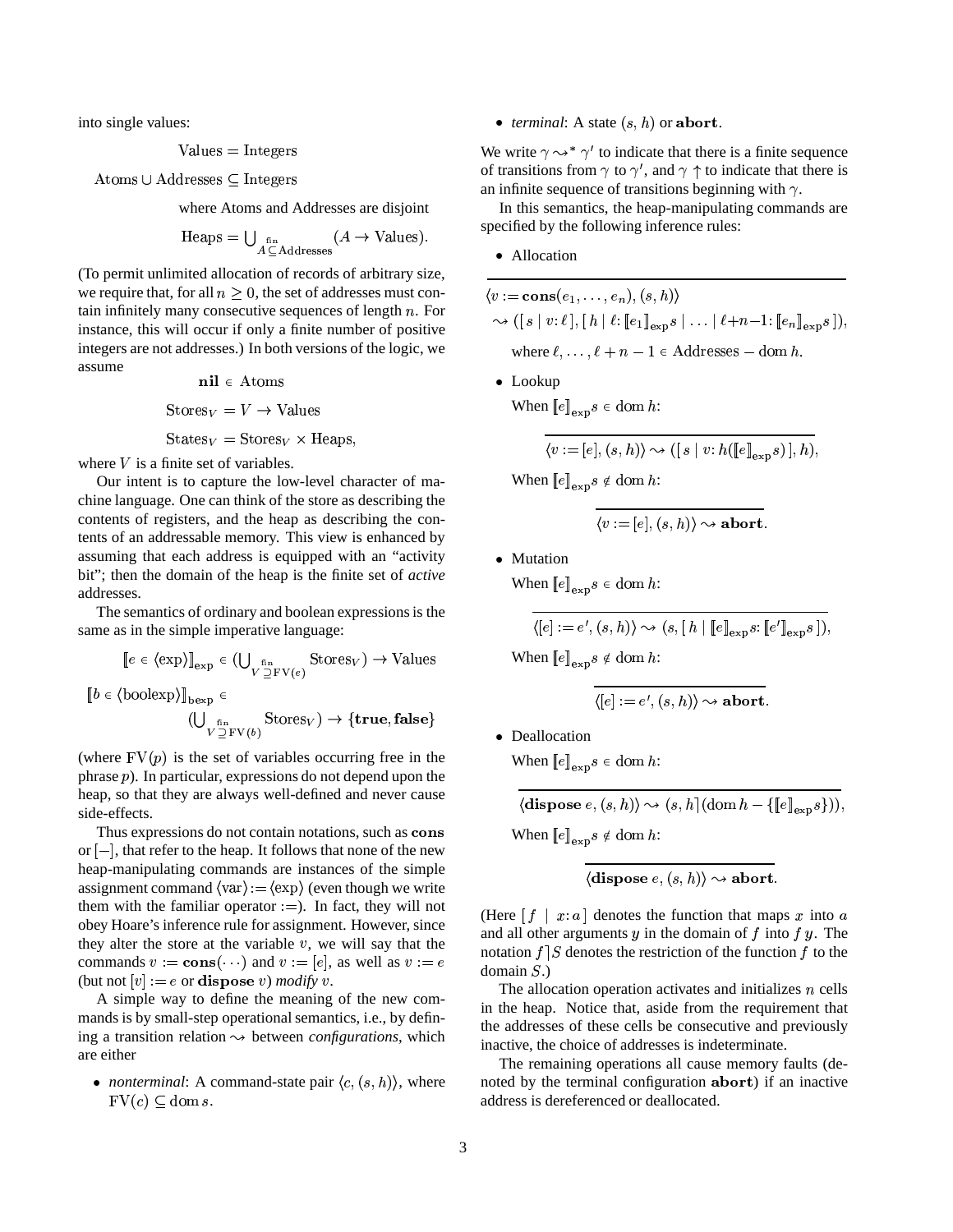into single values:

$$\text{Values} = \text{Integers}$$

$$\text{Atoms} \cup \text{Addresses} \subseteq \text{Integers}$$

where Atoms and Addresses are disjoint

$$\text{Heaps} = \bigcup_{A \overset{\text{fin}}{\subseteq} \text{Addresses}} (A \to \text{Values}).$$

(To permit unlimited allocation of records of arbitrary size, we require that, for all $n \geq 0$, the set of addresses must contain infinitely many consecutive sequences of length $n$. For instance, this will occur if only a finite number of positive integers are not addresses.) In both versions of the logic, we assume

$$\mathbf{nil} \in \text{Atoms}$$

$$\text{Stores}_V = V \to \text{Values}$$

$$\text{States}_V = \text{Stores}_V \times \text{Heaps},$$

where $V$ is a finite set of variables.

Our intent is to capture the low-level character of machine language. One can think of the store as describing the contents of registers, and the heap as describing the contents of an addressable memory. This view is enhanced by assuming that each address is equipped with an "activity bit"; then the domain of the heap is the finite set of *active* addresses.

The semantics of ordinary and boolean expressions is the same as in the simple imperative language:

$$[\![e \in \langle\text{exp}\rangle]\!]_{\text{exp}} \in (\bigcup_{V \overset{\text{fin}}{\supseteq} \text{FV}(e)} \text{Stores}_V) \to \text{Values}$$

$$[\![b \in \langle\text{boolexp}\rangle]\!]_{\text{bexp}} \in (\bigcup_{V \overset{\text{fin}}{\supseteq} \text{FV}(b)} \text{Stores}_V) \to \{\mathbf{true}, \mathbf{false}\}$$

(where $\text{FV}(p)$ is the set of variables occurring free in the phrase $p$). In particular, expressions do not depend upon the heap, so that they are always well-defined and never cause side-effects.

Thus expressions do not contain notations, such as $\mathbf{cons}$ or $[-]$, that refer to the heap. It follows that none of the new heap-manipulating commands are instances of the simple assignment command $\langle\text{var}\rangle := \langle\text{exp}\rangle$ (even though we write them with the familiar operator $:=$). In fact, they will not obey Hoare's inference rule for assignment. However, since they alter the store at the variable $v$, we will say that the commands $v := \mathbf{cons}(\cdots)$ and $v := [e]$, as well as $v := e$ (but not $[v] := e$ or $\mathbf{dispose}\ v$) *modify* $v$.

A simple way to define the meaning of the new commands is by small-step operational semantics, i.e., by defining a transition relation $\leadsto$ between *configurations*, which are either

- *nonterminal*: A command-state pair $\langle c, (s, h)\rangle$, where $\text{FV}(c) \subseteq \text{dom}\, s$.
- *terminal*: A state $(s, h)$ or $\mathbf{abort}$.

We write $\gamma \leadsto^* \gamma'$ to indicate that there is a finite sequence of transitions from $\gamma$ to $\gamma'$, and $\gamma \uparrow$ to indicate that there is an infinite sequence of transitions beginning with $\gamma$.

In this semantics, the heap-manipulating commands are specified by the following inference rules:

- Allocation

$$\overline{\begin{array}{l}\langle v := \mathbf{cons}(e_1, \ldots, e_n), (s, h)\rangle \\ \quad \leadsto ([\, s \mid v{:}\,\ell\,], [\, h \mid \ell{:}\, [\![e_1]\!]_{\text{exp}} s \mid \ldots \mid \ell{+}n{-}1{:}\, [\![e_n]\!]_{\text{exp}} s\,]),\end{array}}$$

where $\ell, \ldots, \ell + n - 1 \in \text{Addresses} - \text{dom}\, h$.

- Lookup

When $[\![e]\!]_{\text{exp}} s \in \text{dom}\, h$:

$$\overline{\langle v := [e], (s, h)\rangle \leadsto ([\, s \mid v{:}\, h([\![e]\!]_{\text{exp}} s)\,], h),}$$

When $[\![e]\!]_{\text{exp}} s \notin \text{dom}\, h$:

$$\overline{\langle v := [e], (s, h)\rangle \leadsto \mathbf{abort}.}$$

- Mutation

When $[\![e]\!]_{\text{exp}} s \in \text{dom}\, h$:

$$\overline{\langle [e] := e', (s, h)\rangle \leadsto (s, [\, h \mid [\![e]\!]_{\text{exp}} s{:}\, [\![e']\!]_{\text{exp}} s\,]),}$$

When $[\![e]\!]_{\text{exp}} s \notin \text{dom}\, h$:

$$\overline{\langle [e] := e', (s, h)\rangle \leadsto \mathbf{abort}.}$$

- Deallocation

When $[\![e]\!]_{\text{exp}} s \in \text{dom}\, h$:

$$\overline{\langle \mathbf{dispose}\ e, (s, h)\rangle \leadsto (s, h\rceil(\text{dom}\, h - \{[\![e]\!]_{\text{exp}} s\})),}$$

When $[\![e]\!]_{\text{exp}} s \notin \text{dom}\, h$:

$$\overline{\langle \mathbf{dispose}\ e, (s, h)\rangle \leadsto \mathbf{abort}.}$$

(Here $[\, f \mid x{:}\, a\,]$ denotes the function that maps $x$ into $a$ and all other arguments $y$ in the domain of $f$ into $f\,y$. The notation $f\rceil S$ denotes the restriction of the function $f$ to the domain $S$.)

The allocation operation activates and initializes $n$ cells in the heap. Notice that, aside from the requirement that the addresses of these cells be consecutive and previously inactive, the choice of addresses is indeterminate.

The remaining operations all cause memory faults (denoted by the terminal configuration $\mathbf{abort}$) if an inactive address is dereferenced or deallocated.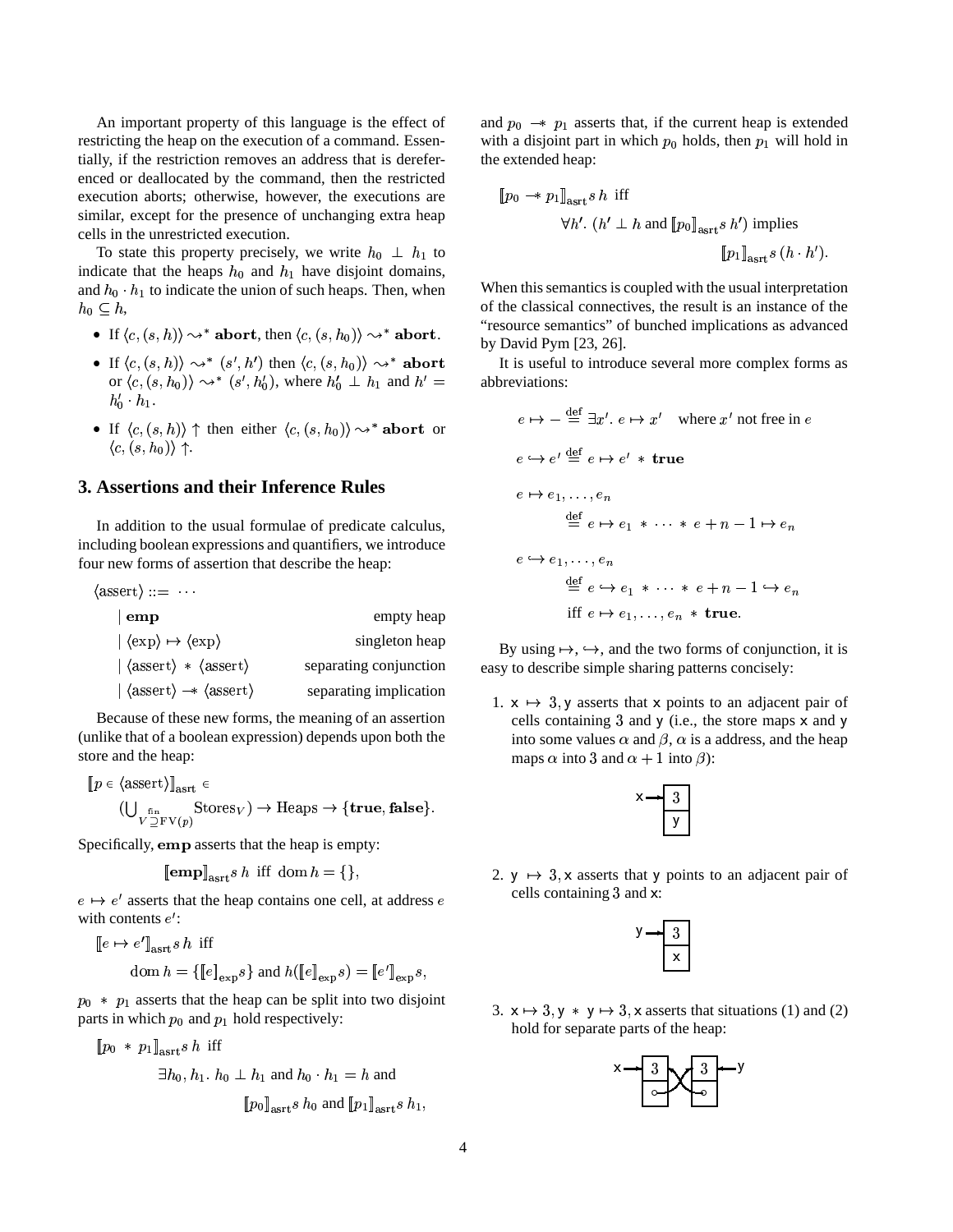An important property of this language is the effect of restricting the heap on the execution of a command. Essentially, if the restriction removes an address that is dereferenced or deallocated by the command, then the restricted execution aborts; otherwise, however, the executions are similar, except for the presence of unchanging extra heap cells in the unrestricted execution.

To state this property precisely, we write $h_0 \perp h_1$ to indicate that the heaps $h_0$ and $h_1$ have disjoint domains, and $h_0 \cdot h_1$ to indicate the union of such heaps. Then, when $h_0 \subseteq h$,

- If $\langle c, (s, h) \rangle \leadsto^* \mathbf{abort}$, then $\langle c, (s, h_0) \rangle \leadsto^* \mathbf{abort}$.
- If $\langle c, (s, h) \rangle \leadsto^* (s', h')$ then $\langle c, (s, h_0) \rangle \leadsto^* \mathbf{abort}$ or $\langle c, (s, h_0) \rangle \leadsto^* (s', h'_0)$, where $h'_0 \perp h_1$ and $h' = h'_0 \cdot h_1$.
- If $\langle c, (s, h) \rangle \uparrow$ then either $\langle c, (s, h_0) \rangle \leadsto^* \mathbf{abort}$ or $\langle c, (s, h_0) \rangle \uparrow$.

## 3. Assertions and their Inference Rules

In addition to the usual formulae of predicate calculus, including boolean expressions and quantifiers, we introduce four new forms of assertion that describe the heap:

$$
\begin{array}{lr}
\langle \text{assert} \rangle ::= \cdots & \\
\quad \mid \mathbf{emp} & \text{empty heap} \\
\quad \mid \langle \exp \rangle \mapsto \langle \exp \rangle & \text{singleton heap} \\
\quad \mid \langle \text{assert} \rangle * \langle \text{assert} \rangle & \text{separating conjunction} \\
\quad \mid \langle \text{assert} \rangle -\!\!* \langle \text{assert} \rangle & \text{separating implication}
\end{array}
$$

Because of these new forms, the meaning of an assertion (unlike that of a boolean expression) depends upon both the store and the heap:

$$
[\![p \in \langle \text{assert} \rangle]\!]_{\text{asrt}} \in
\Big(\bigcup_{V \overset{\text{fin}}{\supseteq} \text{FV}(p)} \text{Stores}_V\Big) \to \text{Heaps} \to \{\mathbf{true}, \mathbf{false}\}.
$$

Specifically, $\mathbf{emp}$ asserts that the heap is empty:

$$
[\![\mathbf{emp}]\!]_{\text{asrt}} s\, h \text{ iff } \operatorname{dom} h = \{\},
$$

$e \mapsto e'$ asserts that the heap contains one cell, at address $e$ with contents $e'$:

$$
\begin{aligned}
&[\![e \mapsto e']\!]_{\text{asrt}} s\, h \text{ iff} \\
&\qquad \operatorname{dom} h = \{[\![e]\!]_{\exp} s\} \text{ and } h([\![e]\!]_{\exp} s) = [\![e']\!]_{\exp} s,
\end{aligned}
$$

$p_0 * p_1$ asserts that the heap can be split into two disjoint parts in which $p_0$ and $p_1$ hold respectively:

$$
\begin{aligned}
&[\![p_0 * p_1]\!]_{\text{asrt}} s\, h \text{ iff} \\
&\qquad \exists h_0, h_1.\ h_0 \perp h_1 \text{ and } h_0 \cdot h_1 = h \text{ and} \\
&\qquad\qquad [\![p_0]\!]_{\text{asrt}} s\, h_0 \text{ and } [\![p_1]\!]_{\text{asrt}} s\, h_1,
\end{aligned}
$$

and $p_0 -\!\!* p_1$ asserts that, if the current heap is extended with a disjoint part in which $p_0$ holds, then $p_1$ will hold in the extended heap:

$$
\begin{aligned}
&[\![p_0 -\!\!* p_1]\!]_{\text{asrt}} s\, h \text{ iff} \\
&\qquad \forall h'.\ (h' \perp h \text{ and } [\![p_0]\!]_{\text{asrt}} s\, h') \text{ implies} \\
&\qquad\qquad [\![p_1]\!]_{\text{asrt}} s\, (h \cdot h').
\end{aligned}
$$

When this semantics is coupled with the usual interpretation of the classical connectives, the result is an instance of the "resource semantics" of bunched implications as advanced by David Pym [23, 26].

It is useful to introduce several more complex forms as abbreviations:

$$
e \mapsto - \overset{\text{def}}{=} \exists x'.\ e \mapsto x' \quad \text{where } x' \text{ not free in } e
$$

$$
e \hookrightarrow e' \overset{\text{def}}{=} e \mapsto e' * \mathbf{true}
$$

$$
\begin{aligned}
&e \mapsto e_1, \ldots, e_n \\
&\qquad \overset{\text{def}}{=} e \mapsto e_1 * \cdots * e + n - 1 \mapsto e_n
\end{aligned}
$$

$$
\begin{aligned}
&e \hookrightarrow e_1, \ldots, e_n \\
&\qquad \overset{\text{def}}{=} e \hookrightarrow e_1 * \cdots * e + n - 1 \hookrightarrow e_n \\
&\qquad \text{iff } e \mapsto e_1, \ldots, e_n * \mathbf{true}.
\end{aligned}
$$

By using $\mapsto$, $\hookrightarrow$, and the two forms of conjunction, it is easy to describe simple sharing patterns concisely:

1. $\mathsf{x} \mapsto 3, \mathsf{y}$ asserts that $\mathsf{x}$ points to an adjacent pair of cells containing $3$ and $\mathsf{y}$ (i.e., the store maps $\mathsf{x}$ and $\mathsf{y}$ into some values $\alpha$ and $\beta$, $\alpha$ is a address, and the heap maps $\alpha$ into $3$ and $\alpha + 1$ into $\beta$):

2. $\mathsf{y} \mapsto 3, \mathsf{x}$ asserts that $\mathsf{y}$ points to an adjacent pair of cells containing $3$ and $\mathsf{x}$:

3. $\mathsf{x} \mapsto 3, \mathsf{y} * \mathsf{y} \mapsto 3, \mathsf{x}$ asserts that situations (1) and (2) hold for separate parts of the heap: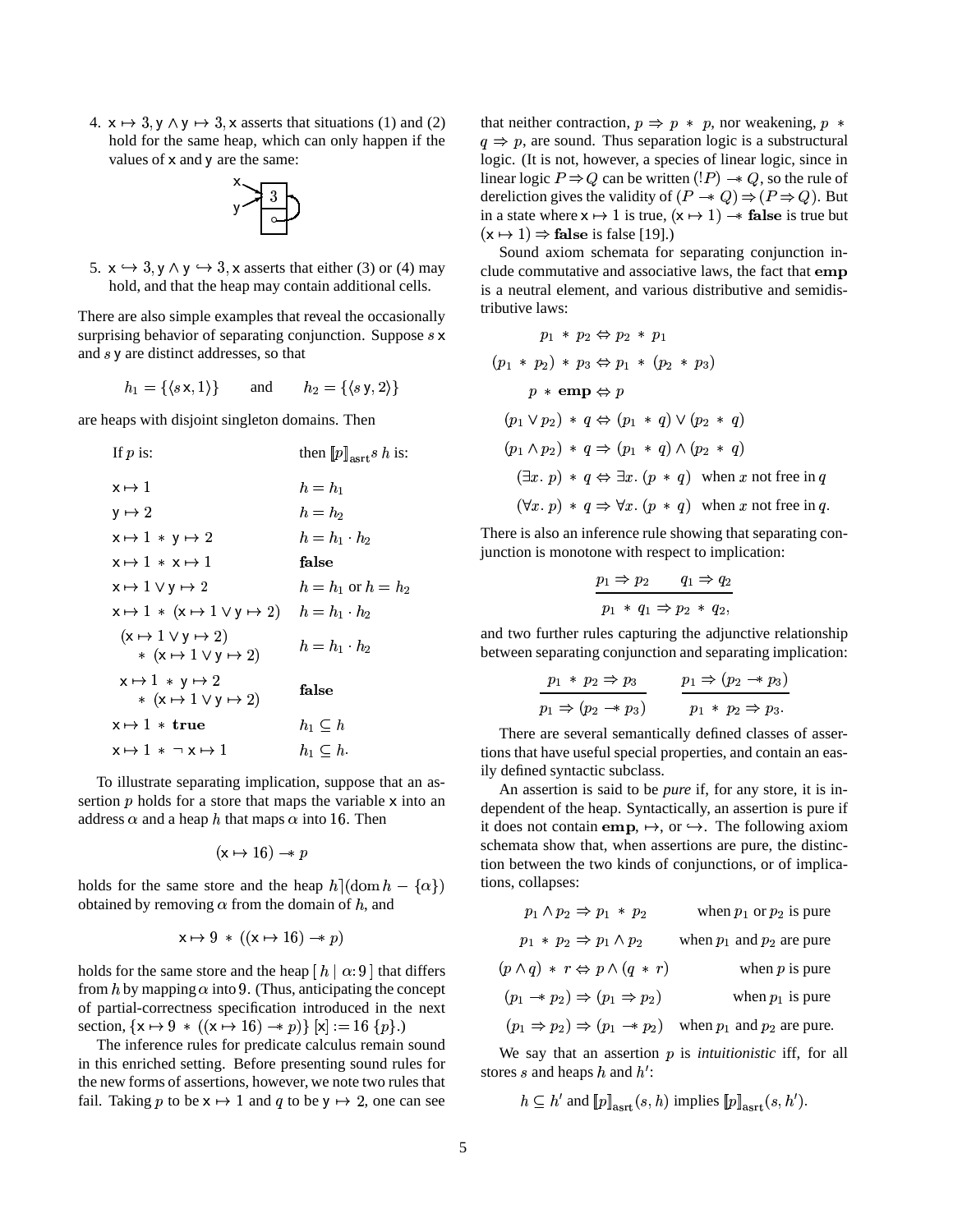4. $\mathsf{x} \mapsto 3, \mathsf{y} \wedge \mathsf{y} \mapsto 3, \mathsf{x}$ asserts that situations (1) and (2) hold for the same heap, which can only happen if the values of x and y are the same:

5. $\mathsf{x} \hookrightarrow 3, \mathsf{y} \wedge \mathsf{y} \hookrightarrow 3, \mathsf{x}$ asserts that either (3) or (4) may hold, and that the heap may contain additional cells.

There are also simple examples that reveal the occasionally surprising behavior of separating conjunction. Suppose $s\,\mathsf{x}$ and $s\,\mathsf{y}$ are distinct addresses, so that

$$h_1 = \{\langle s\,\mathsf{x}, 1\rangle\} \qquad \text{and} \qquad h_2 = \{\langle s\,\mathsf{y}, 2\rangle\}$$

are heaps with disjoint singleton domains. Then

| If $p$ is: | then $[\![p]\!]_{\mathrm{asrt}} s\, h$ is: |
|---|---|
| $\mathsf{x} \mapsto 1$ | $h = h_1$ |
| $\mathsf{y} \mapsto 2$ | $h = h_2$ |
| $\mathsf{x} \mapsto 1 \,*\, \mathsf{y} \mapsto 2$ | $h = h_1 \cdot h_2$ |
| $\mathsf{x} \mapsto 1 \,*\, \mathsf{x} \mapsto 1$ | **false** |
| $\mathsf{x} \mapsto 1 \vee \mathsf{y} \mapsto 2$ | $h = h_1$ or $h = h_2$ |
| $\mathsf{x} \mapsto 1 \,*\, (\mathsf{x} \mapsto 1 \vee \mathsf{y} \mapsto 2)$ | $h = h_1 \cdot h_2$ |
| $(\mathsf{x} \mapsto 1 \vee \mathsf{y} \mapsto 2) \,*\, (\mathsf{x} \mapsto 1 \vee \mathsf{y} \mapsto 2)$ | $h = h_1 \cdot h_2$ |
| $\mathsf{x} \mapsto 1 \,*\, \mathsf{y} \mapsto 2 \,*\, (\mathsf{x} \mapsto 1 \vee \mathsf{y} \mapsto 2)$ | **false** |
| $\mathsf{x} \mapsto 1 \,*\, \mathbf{true}$ | $h_1 \subseteq h$ |
| $\mathsf{x} \mapsto 1 \,*\, \neg\, \mathsf{x} \mapsto 1$ | $h_1 \subseteq h$. |

To illustrate separating implication, suppose that an assertion $p$ holds for a store that maps the variable x into an address $\alpha$ and a heap $h$ that maps $\alpha$ into $16$. Then

$$(\mathsf{x} \mapsto 16) \mathrel{-\!\!*} p$$

holds for the same store and the heap $h \rceil (\mathrm{dom}\, h - \{\alpha\})$ obtained by removing $\alpha$ from the domain of $h$, and

$$\mathsf{x} \mapsto 9 \,*\, ((\mathsf{x} \mapsto 16) \mathrel{-\!\!*} p)$$

holds for the same store and the heap $[\, h \mid \alpha{:}\, 9\,]$ that differs from $h$ by mapping $\alpha$ into $9$. (Thus, anticipating the concept of partial-correctness specification introduced in the next section, $\{\mathsf{x} \mapsto 9 \,*\, ((\mathsf{x} \mapsto 16) \mathrel{-\!\!*} p)\}\ [\mathsf{x}] := 16\ \{p\}$.)

The inference rules for predicate calculus remain sound in this enriched setting. Before presenting sound rules for the new forms of assertions, however, we note two rules that fail. Taking $p$ to be $\mathsf{x} \mapsto 1$ and $q$ to be $\mathsf{y} \mapsto 2$, one can see that neither contraction, $p \Rightarrow p \,*\, p$, nor weakening, $p \,*\, q \Rightarrow p$, are sound. Thus separation logic is a substructural logic. (It is not, however, a species of linear logic, since in linear logic $P \Rightarrow Q$ can be written $(!P) \mathrel{-\!\!*} Q$, so the rule of dereliction gives the validity of $(P \mathrel{-\!\!*} Q) \Rightarrow (P \Rightarrow Q)$. But in a state where $\mathsf{x} \mapsto 1$ is true, $(\mathsf{x} \mapsto 1) \mathrel{-\!\!*} \mathbf{false}$ is true but $(\mathsf{x} \mapsto 1) \Rightarrow \mathbf{false}$ is false [19].)

Sound axiom schemata for separating conjunction include commutative and associative laws, the fact that $\mathbf{emp}$ is a neutral element, and various distributive and semidistributive laws:

$$p_1 \,*\, p_2 \Leftrightarrow p_2 \,*\, p_1$$

$$(p_1 \,*\, p_2) \,*\, p_3 \Leftrightarrow p_1 \,*\, (p_2 \,*\, p_3)$$

$$p \,*\, \mathbf{emp} \Leftrightarrow p$$

$$(p_1 \vee p_2) \,*\, q \Leftrightarrow (p_1 \,*\, q) \vee (p_2 \,*\, q)$$

$$(p_1 \wedge p_2) \,*\, q \Rightarrow (p_1 \,*\, q) \wedge (p_2 \,*\, q)$$

$$(\exists x.\ p) \,*\, q \Leftrightarrow \exists x.\ (p \,*\, q) \quad \text{when } x \text{ not free in } q$$

$$(\forall x.\ p) \,*\, q \Rightarrow \forall x.\ (p \,*\, q) \quad \text{when } x \text{ not free in } q.$$

There is also an inference rule showing that separating conjunction is monotone with respect to implication:

$$\frac{p_1 \Rightarrow p_2 \qquad q_1 \Rightarrow q_2}{p_1 \,*\, q_1 \Rightarrow p_2 \,*\, q_2,}$$

and two further rules capturing the adjunctive relationship between separating conjunction and separating implication:

$$\frac{p_1 \,*\, p_2 \Rightarrow p_3}{p_1 \Rightarrow (p_2 \mathrel{-\!\!*} p_3)} \qquad \frac{p_1 \Rightarrow (p_2 \mathrel{-\!\!*} p_3)}{p_1 \,*\, p_2 \Rightarrow p_3.}$$

There are several semantically defined classes of assertions that have useful special properties, and contain an easily defined syntactic subclass.

An assertion is said to be *pure* if, for any store, it is independent of the heap. Syntactically, an assertion is pure if it does not contain $\mathbf{emp}$, $\mapsto$, or $\hookrightarrow$. The following axiom schemata show that, when assertions are pure, the distinction between the two kinds of conjunctions, or of implications, collapses:

$$p_1 \wedge p_2 \Rightarrow p_1 \,*\, p_2 \qquad \text{when } p_1 \text{ or } p_2 \text{ is pure}$$

$$p_1 \,*\, p_2 \Rightarrow p_1 \wedge p_2 \qquad \text{when } p_1 \text{ and } p_2 \text{ are pure}$$

$$(p \wedge q) \,*\, r \Leftrightarrow p \wedge (q \,*\, r) \qquad \text{when } p \text{ is pure}$$

$$(p_1 \mathrel{-\!\!*} p_2) \Rightarrow (p_1 \Rightarrow p_2) \qquad \text{when } p_1 \text{ is pure}$$

$$(p_1 \Rightarrow p_2) \Rightarrow (p_1 \mathrel{-\!\!*} p_2) \quad \text{when } p_1 \text{ and } p_2 \text{ are pure.}$$

We say that an assertion $p$ is *intuitionistic* iff, for all stores $s$ and heaps $h$ and $h'$:

$$h \subseteq h' \text{ and } [\![p]\!]_{\mathrm{asrt}}(s, h) \text{ implies } [\![p]\!]_{\mathrm{asrt}}(s, h').$$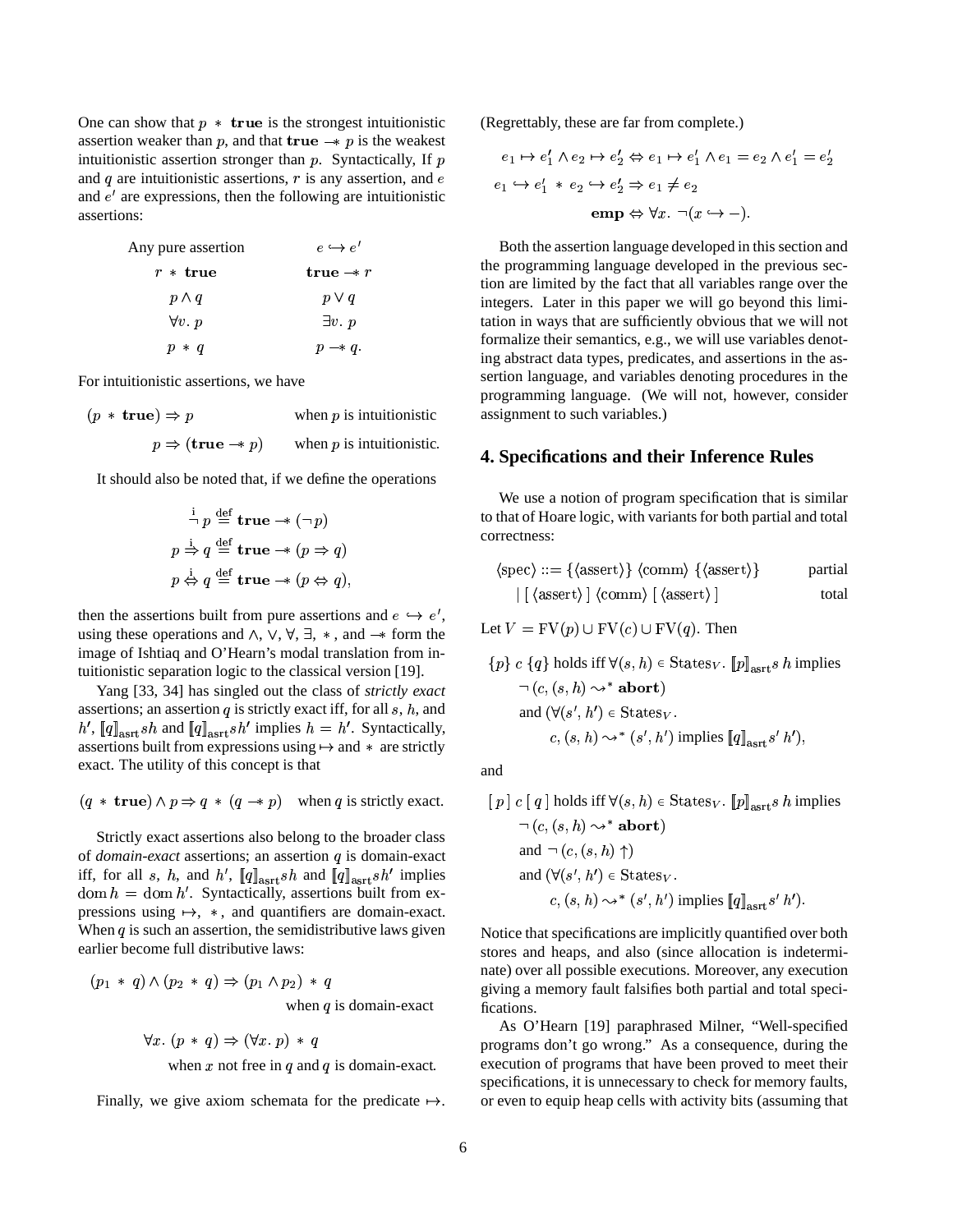One can show that $p \, * \, \mathbf{true}$ is the strongest intuitionistic assertion weaker than $p$, and that $\mathbf{true} \mathrel{-\!\!*} p$ is the weakest intuitionistic assertion stronger than $p$. Syntactically, If $p$ and $q$ are intuitionistic assertions, $r$ is any assertion, and $e$ and $e'$ are expressions, then the following are intuitionistic assertions:

| | |
|---|---|
| Any pure assertion | $e \hookrightarrow e'$ |
| $r \, * \, \mathbf{true}$ | $\mathbf{true} \mathrel{-\!\!*} r$ |
| $p \wedge q$ | $p \vee q$ |
| $\forall v.\ p$ | $\exists v.\ p$ |
| $p \, * \, q$ | $p \mathrel{-\!\!*} q.$ |

For intuitionistic assertions, we have

$$(p \, * \, \mathbf{true}) \Rightarrow p \qquad \text{when } p \text{ is intuitionistic}$$

$$p \Rightarrow (\mathbf{true} \mathrel{-\!\!*} p) \qquad \text{when } p \text{ is intuitionistic.}$$

It should also be noted that, if we define the operations

$$\overset{\mathrm{i}}{\neg}\, p \overset{\mathrm{def}}{=} \mathbf{true} \mathrel{-\!\!*} (\neg\, p)$$

$$p \overset{\mathrm{i}}{\Rightarrow} q \overset{\mathrm{def}}{=} \mathbf{true} \mathrel{-\!\!*} (p \Rightarrow q)$$

$$p \overset{\mathrm{i}}{\Leftrightarrow} q \overset{\mathrm{def}}{=} \mathbf{true} \mathrel{-\!\!*} (p \Leftrightarrow q),$$

then the assertions built from pure assertions and $e \hookrightarrow e'$, using these operations and $\wedge$, $\vee$, $\forall$, $\exists$, $*$, and $\mathrel{-\!\!*}$ form the image of Ishtiaq and O'Hearn's modal translation from intuitionistic separation logic to the classical version [19].

Yang [33, 34] has singled out the class of *strictly exact* assertions; an assertion $q$ is strictly exact iff, for all $s$, $h$, and $h'$, $[\![q]\!]_{\mathrm{asrt}} sh$ and $[\![q]\!]_{\mathrm{asrt}} sh'$ implies $h = h'$. Syntactically, assertions built from expressions using $\mapsto$ and $*$ are strictly exact. The utility of this concept is that

$$(q \, * \, \mathbf{true}) \wedge p \Rightarrow q \, * \, (q \mathrel{-\!\!*} p) \quad \text{when } q \text{ is strictly exact.}$$

Strictly exact assertions also belong to the broader class of *domain-exact* assertions; an assertion $q$ is domain-exact iff, for all $s$, $h$, and $h'$, $[\![q]\!]_{\mathrm{asrt}} sh$ and $[\![q]\!]_{\mathrm{asrt}} sh'$ implies $\mathrm{dom}\, h = \mathrm{dom}\, h'$. Syntactically, assertions built from expressions using $\mapsto$, $*$, and quantifiers are domain-exact. When $q$ is such an assertion, the semidistributive laws given earlier become full distributive laws:

$$(p_1 \, * \, q) \wedge (p_2 \, * \, q) \Rightarrow (p_1 \wedge p_2) \, * \, q \qquad \text{when } q \text{ is domain-exact}$$

$$\forall x.\ (p \, * \, q) \Rightarrow (\forall x.\ p) \, * \, q \qquad \text{when } x \text{ not free in } q \text{ and } q \text{ is domain-exact.}$$

Finally, we give axiom schemata for the predicate $\mapsto$. (Regrettably, these are far from complete.)

$$e_1 \mapsto e_1' \wedge e_2 \mapsto e_2' \Leftrightarrow e_1 \mapsto e_1' \wedge e_1 = e_2 \wedge e_1' = e_2'$$

$$e_1 \hookrightarrow e_1' \, * \, e_2 \hookrightarrow e_2' \Rightarrow e_1 \neq e_2$$

$$\mathbf{emp} \Leftrightarrow \forall x.\ \neg(x \hookrightarrow -).$$

Both the assertion language developed in this section and the programming language developed in the previous section are limited by the fact that all variables range over the integers. Later in this paper we will go beyond this limitation in ways that are sufficiently obvious that we will not formalize their semantics, e.g., we will use variables denoting abstract data types, predicates, and assertions in the assertion language, and variables denoting procedures in the programming language. (We will not, however, consider assignment to such variables.)

## 4. Specifications and their Inference Rules

We use a notion of program specification that is similar to that of Hoare logic, with variants for both partial and total correctness:

$$\begin{aligned} \langle \mathrm{spec} \rangle ::= {} & \{\langle \mathrm{assert} \rangle\}\ \langle \mathrm{comm} \rangle\ \{\langle \mathrm{assert} \rangle\} && \text{partial} \\ & \mid [\ \langle \mathrm{assert} \rangle\ ]\ \langle \mathrm{comm} \rangle\ [\ \langle \mathrm{assert} \rangle\ ] && \text{total} \end{aligned}$$

Let $V = \mathrm{FV}(p) \cup \mathrm{FV}(c) \cup \mathrm{FV}(q)$. Then

$$\begin{aligned} &\{p\}\ c\ \{q\} \text{ holds iff } \forall (s,h) \in \mathrm{States}_V.\ [\![p]\!]_{\mathrm{asrt}} s\, h \text{ implies} \\ &\quad \neg\,(c, (s,h) \leadsto^* \mathbf{abort}) \\ &\quad \text{and } (\forall (s', h') \in \mathrm{States}_V. \\ &\qquad c, (s,h) \leadsto^* (s', h') \text{ implies } [\![q]\!]_{\mathrm{asrt}} s'\, h'), \end{aligned}$$

and

$$\begin{aligned} &[\ p\ ]\ c\ [\ q\ ] \text{ holds iff } \forall (s,h) \in \mathrm{States}_V.\ [\![p]\!]_{\mathrm{asrt}} s\, h \text{ implies} \\ &\quad \neg\,(c, (s,h) \leadsto^* \mathbf{abort}) \\ &\quad \text{and } \neg\,(c, (s,h) \uparrow) \\ &\quad \text{and } (\forall (s', h') \in \mathrm{States}_V. \\ &\qquad c, (s,h) \leadsto^* (s', h') \text{ implies } [\![q]\!]_{\mathrm{asrt}} s'\, h'). \end{aligned}$$

Notice that specifications are implicitly quantified over both stores and heaps, and also (since allocation is indeterminate) over all possible executions. Moreover, any execution giving a memory fault falsifies both partial and total specifications.

As O'Hearn [19] paraphrased Milner, "Well-specified programs don't go wrong." As a consequence, during the execution of programs that have been proved to meet their specifications, it is unnecessary to check for memory faults, or even to equip heap cells with activity bits (assuming that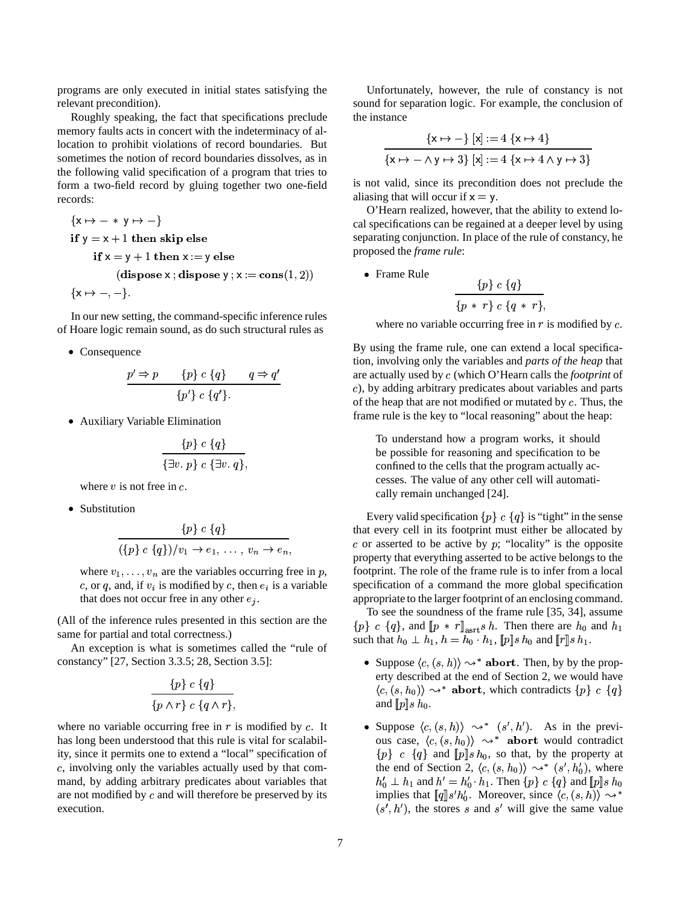programs are only executed in initial states satisfying the relevant precondition).

Roughly speaking, the fact that specifications preclude memory faults acts in concert with the indeterminacy of allocation to prohibit violations of record boundaries. But sometimes the notion of record boundaries dissolves, as in the following valid specification of a program that tries to form a two-field record by gluing together two one-field records:

$$
\begin{array}{l}
\{\mathsf{x} \mapsto - \,*\, \mathsf{y} \mapsto -\} \\
\textbf{if } \mathsf{y} = \mathsf{x} + 1 \textbf{ then skip else} \\
\quad \textbf{if } \mathsf{x} = \mathsf{y} + 1 \textbf{ then } \mathsf{x} := \mathsf{y} \textbf{ else} \\
\quad\quad (\textbf{dispose } \mathsf{x}\,;\textbf{dispose } \mathsf{y}\,; \mathsf{x} := \textbf{cons}(1, 2)) \\
\{\mathsf{x} \mapsto -, -\}.
\end{array}
$$

In our new setting, the command-specific inference rules of Hoare logic remain sound, as do such structural rules as

- Consequence

$$\frac{p' \Rightarrow p \qquad \{p\}\ c\ \{q\} \qquad q \Rightarrow q'}{\{p'\}\ c\ \{q'\}.}$$

- Auxiliary Variable Elimination

$$\frac{\{p\}\ c\ \{q\}}{\{\exists v.\ p\}\ c\ \{\exists v.\ q\},}$$

  where $v$ is not free in $c$.

- Substitution

$$\frac{\{p\}\ c\ \{q\}}{(\{p\}\ c\ \{q\})/v_1 \to e_1,\ \ldots,\ v_n \to e_n,}$$

  where $v_1, \ldots, v_n$ are the variables occurring free in $p$, $c$, or $q$, and, if $v_i$ is modified by $c$, then $e_i$ is a variable that does not occur free in any other $e_j$.

(All of the inference rules presented in this section are the same for partial and total correctness.)

An exception is what is sometimes called the "rule of constancy" [27, Section 3.3.5; 28, Section 3.5]:

$$\frac{\{p\}\ c\ \{q\}}{\{p \wedge r\}\ c\ \{q \wedge r\},}$$

where no variable occurring free in $r$ is modified by $c$. It has long been understood that this rule is vital for scalability, since it permits one to extend a "local" specification of $c$, involving only the variables actually used by that command, by adding arbitrary predicates about variables that are not modified by $c$ and will therefore be preserved by its execution.

Unfortunately, however, the rule of constancy is not sound for separation logic. For example, the conclusion of the instance

$$\frac{\{\mathsf{x} \mapsto -\}\ [\mathsf{x}] := 4\ \{\mathsf{x} \mapsto 4\}}{\{\mathsf{x} \mapsto - \wedge \mathsf{y} \mapsto 3\}\ [\mathsf{x}] := 4\ \{\mathsf{x} \mapsto 4 \wedge \mathsf{y} \mapsto 3\}}$$

is not valid, since its precondition does not preclude the aliasing that will occur if $\mathsf{x} = \mathsf{y}$.

O'Hearn realized, however, that the ability to extend local specifications can be regained at a deeper level by using separating conjunction. In place of the rule of constancy, he proposed the *frame rule*:

- Frame Rule

$$\frac{\{p\}\ c\ \{q\}}{\{p \,*\, r\}\ c\ \{q \,*\, r\},}$$

  where no variable occurring free in $r$ is modified by $c$.

By using the frame rule, one can extend a local specification, involving only the variables and *parts of the heap* that are actually used by $c$ (which O'Hearn calls the *footprint* of $c$), by adding arbitrary predicates about variables and parts of the heap that are not modified or mutated by $c$. Thus, the frame rule is the key to "local reasoning" about the heap:

> To understand how a program works, it should be possible for reasoning and specification to be confined to the cells that the program actually accesses. The value of any other cell will automatically remain unchanged [24].

Every valid specification $\{p\}\ c\ \{q\}$ is "tight" in the sense that every cell in its footprint must either be allocated by $c$ or asserted to be active by $p$; "locality" is the opposite property that everything asserted to be active belongs to the footprint. The role of the frame rule is to infer from a local specification of a command the more global specification appropriate to the larger footprint of an enclosing command.

To see the soundness of the frame rule [35, 34], assume $\{p\}\ c\ \{q\}$, and $[\![p \,*\, r]\!]_{\text{asrt}} s\, h$. Then there are $h_0$ and $h_1$ such that $h_0 \perp h_1$, $h = h_0 \cdot h_1$, $[\![p]\!] s\, h_0$ and $[\![r]\!] s\, h_1$.

- Suppose $\langle c, (s, h)\rangle \leadsto^* \textbf{abort}$. Then, by by the property described at the end of Section 2, we would have $\langle c, (s, h_0)\rangle \leadsto^* \textbf{abort}$, which contradicts $\{p\}\ c\ \{q\}$ and $[\![p]\!] s\, h_0$.

- Suppose $\langle c, (s, h)\rangle \leadsto^* (s', h')$. As in the previous case, $\langle c, (s, h_0)\rangle \leadsto^* \textbf{abort}$ would contradict $\{p\}\ c\ \{q\}$ and $[\![p]\!] s\, h_0$, so that, by the property at the end of Section 2, $\langle c, (s, h_0)\rangle \leadsto^* (s', h'_0)$, where $h'_0 \perp h_1$ and $h' = h'_0 \cdot h_1$. Then $\{p\}\ c\ \{q\}$ and $[\![p]\!] s\, h_0$ implies that $[\![q]\!] s' h'_0$. Moreover, since $\langle c, (s, h)\rangle \leadsto^* (s', h')$, the stores $s$ and $s'$ will give the same value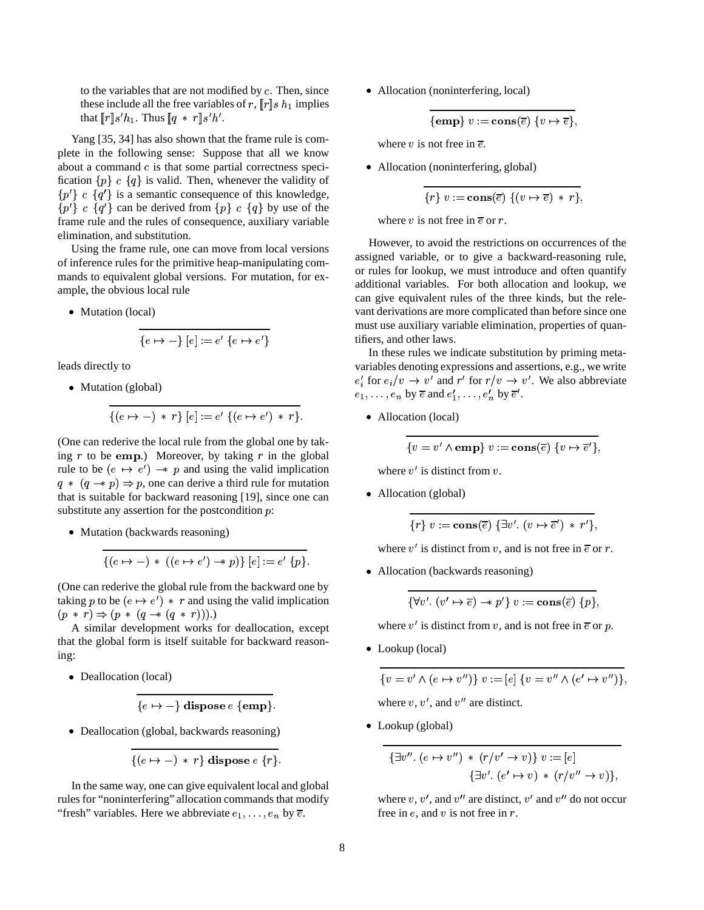to the variables that are not modified by $c$. Then, since these include all the free variables of $r$, $[\![r]\!]s\,h_1$ implies that $[\![r]\!]s'h_1$. Thus $[\![q \,*\, r]\!]s'h'$.

Yang [35, 34] has also shown that the frame rule is complete in the following sense: Suppose that all we know about a command $c$ is that some partial correctness specification $\{p\}\ c\ \{q\}$ is valid. Then, whenever the validity of $\{p'\}\ c\ \{q'\}$ is a semantic consequence of this knowledge, $\{p'\}\ c\ \{q'\}$ can be derived from $\{p\}\ c\ \{q\}$ by use of the frame rule and the rules of consequence, auxiliary variable elimination, and substitution.

Using the frame rule, one can move from local versions of inference rules for the primitive heap-manipulating commands to equivalent global versions. For mutation, for example, the obvious local rule

- Mutation (local)

$$\overline{\{e \mapsto -\}\ [e] := e'\ \{e \mapsto e'\}}$$

leads directly to

- Mutation (global)

$$\overline{\{(e \mapsto -) \,*\, r\}\ [e] := e'\ \{(e \mapsto e') \,*\, r\}.}$$

(One can rederive the local rule from the global one by taking $r$ to be $\mathbf{emp}$.) Moreover, by taking $r$ in the global rule to be $(e \mapsto e') \mathrel{-\!\!*} p$ and using the valid implication $q \,*\, (q \mathrel{-\!\!*} p) \Rightarrow p$, one can derive a third rule for mutation that is suitable for backward reasoning [19], since one can substitute any assertion for the postcondition $p$:

- Mutation (backwards reasoning)

$$\overline{\{(e \mapsto -) \,*\, ((e \mapsto e') \mathrel{-\!\!*} p)\}\ [e] := e'\ \{p\}.}$$

(One can rederive the global rule from the backward one by taking $p$ to be $(e \mapsto e') \,*\, r$ and using the valid implication $(p \,*\, r) \Rightarrow (p \,*\, (q \mathrel{-\!\!*} (q \,*\, r)))$.)

A similar development works for deallocation, except that the global form is itself suitable for backward reasoning:

- Deallocation (local)

$$\overline{\{e \mapsto -\}\ \mathbf{dispose}\ e\ \{\mathbf{emp}\}.}$$

- Deallocation (global, backwards reasoning)

$$\overline{\{(e \mapsto -) \,*\, r\}\ \mathbf{dispose}\ e\ \{r\}.}$$

In the same way, one can give equivalent local and global rules for "noninterfering" allocation commands that modify "fresh" variables. Here we abbreviate $e_1, \ldots, e_n$ by $\overline{e}$.

- Allocation (noninterfering, local)

$$\overline{\{\mathbf{emp}\}\ v := \mathbf{cons}(\overline{e})\ \{v \mapsto \overline{e}\},}$$

where $v$ is not free in $\overline{e}$.

- Allocation (noninterfering, global)

$$\overline{\{r\}\ v := \mathbf{cons}(\overline{e})\ \{(v \mapsto \overline{e}) \,*\, r\},}$$

where $v$ is not free in $\overline{e}$ or $r$.

However, to avoid the restrictions on occurrences of the assigned variable, or to give a backward-reasoning rule, or rules for lookup, we must introduce and often quantify additional variables. For both allocation and lookup, we can give equivalent rules of the three kinds, but the relevant derivations are more complicated than before since one must use auxiliary variable elimination, properties of quantifiers, and other laws.

In these rules we indicate substitution by priming metavariables denoting expressions and assertions, e.g., we write $e_i'$ for $e_i/v \to v'$ and $r'$ for $r/v \to v'$. We also abbreviate $e_1, \ldots, e_n$ by $\overline{e}$ and $e_1', \ldots, e_n'$ by $\overline{e}'$.

- Allocation (local)

$$\overline{\{v = v' \land \mathbf{emp}\}\ v := \mathbf{cons}(\overline{e})\ \{v \mapsto \overline{e}'\},}$$

where $v'$ is distinct from $v$.

- Allocation (global)

$$\overline{\{r\}\ v := \mathbf{cons}(\overline{e})\ \{\exists v'.\ (v \mapsto \overline{e}') \,*\, r'\},}$$

where $v'$ is distinct from $v$, and is not free in $\overline{e}$ or $r$.

- Allocation (backwards reasoning)

$$\overline{\{\forall v'.\ (v' \mapsto \overline{e}) \mathrel{-\!\!*} p'\}\ v := \mathbf{cons}(\overline{e})\ \{p\},}$$

where $v'$ is distinct from $v$, and is not free in $\overline{e}$ or $p$.

- Lookup (local)

$$\overline{\{v = v' \land (e \mapsto v'')\}\ v := [e]\ \{v = v'' \land (e' \mapsto v'')\},}$$

where $v$, $v'$, and $v''$ are distinct.

- Lookup (global)

$$\overline{\{\exists v''.\ (e \mapsto v'') \,*\, (r/v' \to v)\}\ v := [e]\ \{\exists v'.\ (e' \mapsto v) \,*\, (r/v'' \to v)\},}$$

where $v$, $v'$, and $v''$ are distinct, $v'$ and $v''$ do not occur free in $e$, and $v$ is not free in $r$.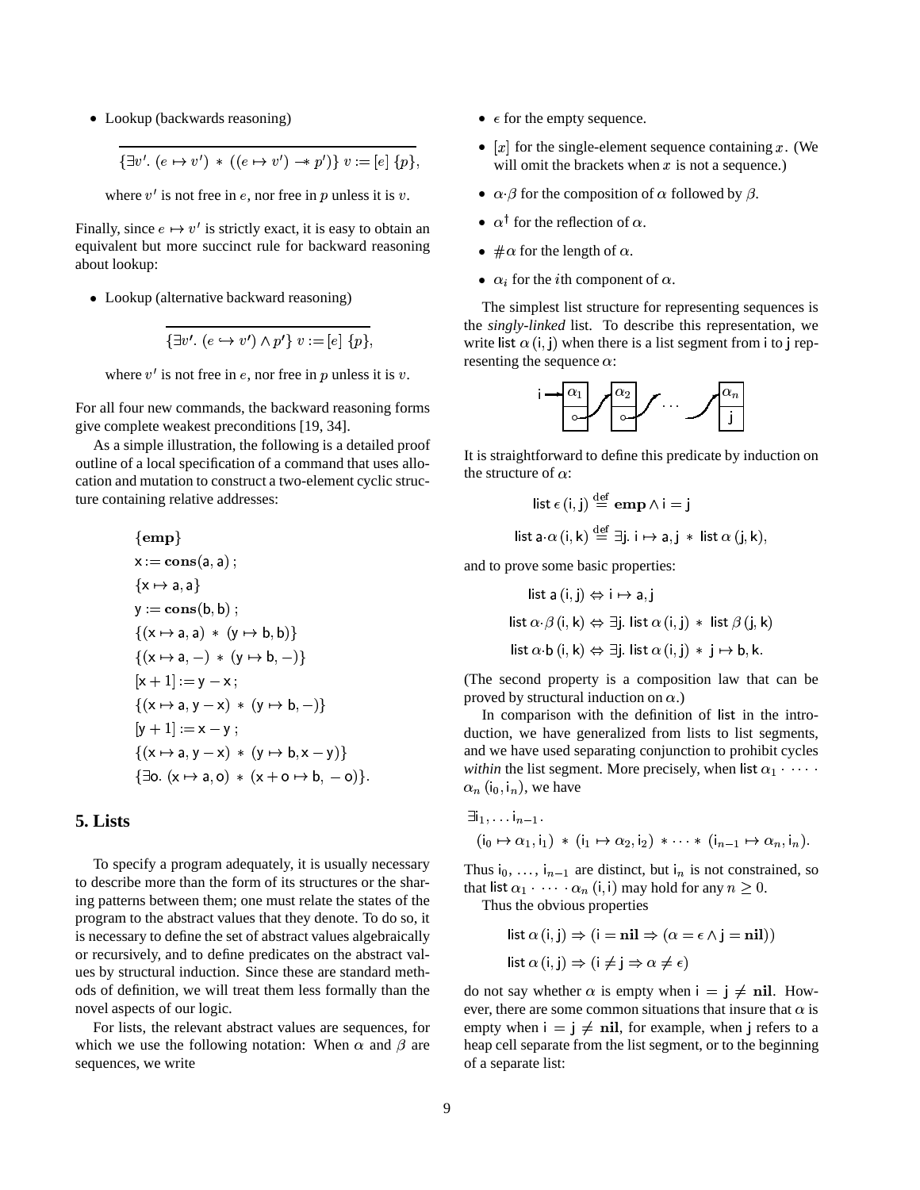- Lookup (backwards reasoning)

$$\overline{\{\exists v'.\ (e \mapsto v') \ast ((e \mapsto v') -\!\!\ast\ p')\}\ v := [e]\ \{p\}},$$

where $v'$ is not free in $e$, nor free in $p$ unless it is $v$.

Finally, since $e \mapsto v'$ is strictly exact, it is easy to obtain an equivalent but more succinct rule for backward reasoning about lookup:

- Lookup (alternative backward reasoning)

$$\overline{\{\exists v'.\ (e \hookrightarrow v') \wedge p'\}\ v := [e]\ \{p\}},$$

where $v'$ is not free in $e$, nor free in $p$ unless it is $v$.

For all four new commands, the backward reasoning forms give complete weakest preconditions [19, 34].

As a simple illustration, the following is a detailed proof outline of a local specification of a command that uses allocation and mutation to construct a two-element cyclic structure containing relative addresses:

$$
\begin{array}{l}
\{\mathbf{emp}\} \\
\mathsf{x} := \mathbf{cons}(\mathsf{a}, \mathsf{a})\ ; \\
\{\mathsf{x} \mapsto \mathsf{a}, \mathsf{a}\} \\
\mathsf{y} := \mathbf{cons}(\mathsf{b}, \mathsf{b})\ ; \\
\{(\mathsf{x} \mapsto \mathsf{a}, \mathsf{a}) \ast (\mathsf{y} \mapsto \mathsf{b}, \mathsf{b})\} \\
\{(\mathsf{x} \mapsto \mathsf{a}, -) \ast (\mathsf{y} \mapsto \mathsf{b}, -)\} \\
[\mathsf{x} + 1] := \mathsf{y} - \mathsf{x}\ ; \\
\{(\mathsf{x} \mapsto \mathsf{a}, \mathsf{y} - \mathsf{x}) \ast (\mathsf{y} \mapsto \mathsf{b}, -)\} \\
[\mathsf{y} + 1] := \mathsf{x} - \mathsf{y}\ ; \\
\{(\mathsf{x} \mapsto \mathsf{a}, \mathsf{y} - \mathsf{x}) \ast (\mathsf{y} \mapsto \mathsf{b}, \mathsf{x} - \mathsf{y})\} \\
\{\exists \mathsf{o}.\ (\mathsf{x} \mapsto \mathsf{a}, \mathsf{o}) \ast (\mathsf{x} + \mathsf{o} \mapsto \mathsf{b}, -\mathsf{o})\}.
\end{array}
$$

## 5. Lists

To specify a program adequately, it is usually necessary to describe more than the form of its structures or the sharing patterns between them; one must relate the states of the program to the abstract values that they denote. To do so, it is necessary to define the set of abstract values algebraically or recursively, and to define predicates on the abstract values by structural induction. Since these are standard methods of definition, we will treat them less formally than the novel aspects of our logic.

For lists, the relevant abstract values are sequences, for which we use the following notation: When $\alpha$ and $\beta$ are sequences, we write

- $\epsilon$ for the empty sequence.
- $[x]$ for the single-element sequence containing $x$. (We will omit the brackets when $x$ is not a sequence.)
- $\alpha{\cdot}\beta$ for the composition of $\alpha$ followed by $\beta$.
- $\alpha^\dagger$ for the reflection of $\alpha$.
- $\#\alpha$ for the length of $\alpha$.
- $\alpha_i$ for the $i$th component of $\alpha$.

The simplest list structure for representing sequences is the *singly-linked* list. To describe this representation, we write $\mathsf{list}\ \alpha\,(\mathsf{i}, \mathsf{j})$ when there is a list segment from $\mathsf{i}$ to $\mathsf{j}$ representing the sequence $\alpha$:

$$\mathsf{i} \rightarrow \boxed{\alpha_1 \mid \circ} \nearrow \boxed{\alpha_2 \mid \circ} \nearrow \cdots \nearrow \boxed{\alpha_n \mid \mathsf{j}}$$

It is straightforward to define this predicate by induction on the structure of $\alpha$:

$$\mathsf{list}\ \epsilon\,(\mathsf{i}, \mathsf{j}) \stackrel{\text{def}}{=} \mathbf{emp} \wedge \mathsf{i} = \mathsf{j}$$

$$\mathsf{list}\ \mathsf{a}{\cdot}\alpha\,(\mathsf{i}, \mathsf{k}) \stackrel{\text{def}}{=} \exists \mathsf{j}.\ \mathsf{i} \mapsto \mathsf{a}, \mathsf{j} \ast \mathsf{list}\ \alpha\,(\mathsf{j}, \mathsf{k}),$$

and to prove some basic properties:

$$\mathsf{list}\ \mathsf{a}\,(\mathsf{i}, \mathsf{j}) \Leftrightarrow \mathsf{i} \mapsto \mathsf{a}, \mathsf{j}$$

$$\mathsf{list}\ \alpha{\cdot}\beta\,(\mathsf{i}, \mathsf{k}) \Leftrightarrow \exists \mathsf{j}.\ \mathsf{list}\ \alpha\,(\mathsf{i}, \mathsf{j}) \ast \mathsf{list}\ \beta\,(\mathsf{j}, \mathsf{k})$$

$$\mathsf{list}\ \alpha{\cdot}\mathsf{b}\,(\mathsf{i}, \mathsf{k}) \Leftrightarrow \exists \mathsf{j}.\ \mathsf{list}\ \alpha\,(\mathsf{i}, \mathsf{j}) \ast \mathsf{j} \mapsto \mathsf{b}, \mathsf{k}.$$

(The second property is a composition law that can be proved by structural induction on $\alpha$.)

In comparison with the definition of $\mathsf{list}$ in the introduction, we have generalized from lists to list segments, and we have used separating conjunction to prohibit cycles *within* the list segment. More precisely, when $\mathsf{list}\ \alpha_1 \cdot \cdots \cdot \alpha_n\,(\mathsf{i}_0, \mathsf{i}_n)$, we have

$$\exists \mathsf{i}_1, \ldots \mathsf{i}_{n-1}.$$
$$(\mathsf{i}_0 \mapsto \alpha_1, \mathsf{i}_1) \ast (\mathsf{i}_1 \mapsto \alpha_2, \mathsf{i}_2) \ast \cdots \ast (\mathsf{i}_{n-1} \mapsto \alpha_n, \mathsf{i}_n).$$

Thus $\mathsf{i}_0, \ldots, \mathsf{i}_{n-1}$ are distinct, but $\mathsf{i}_n$ is not constrained, so that $\mathsf{list}\ \alpha_1 \cdot \cdots \cdot \alpha_n\,(\mathsf{i}, \mathsf{i})$ may hold for any $n \geq 0$.

Thus the obvious properties

$$\mathsf{list}\ \alpha\,(\mathsf{i}, \mathsf{j}) \Rightarrow (\mathsf{i} = \mathbf{nil} \Rightarrow (\alpha = \epsilon \wedge \mathsf{j} = \mathbf{nil}))$$

$$\mathsf{list}\ \alpha\,(\mathsf{i}, \mathsf{j}) \Rightarrow (\mathsf{i} \neq \mathsf{j} \Rightarrow \alpha \neq \epsilon)$$

do not say whether $\alpha$ is empty when $\mathsf{i} = \mathsf{j} \neq \mathbf{nil}$. However, there are some common situations that insure that $\alpha$ is empty when $\mathsf{i} = \mathsf{j} \neq \mathbf{nil}$, for example, when $\mathsf{j}$ refers to a heap cell separate from the list segment, or to the beginning of a separate list: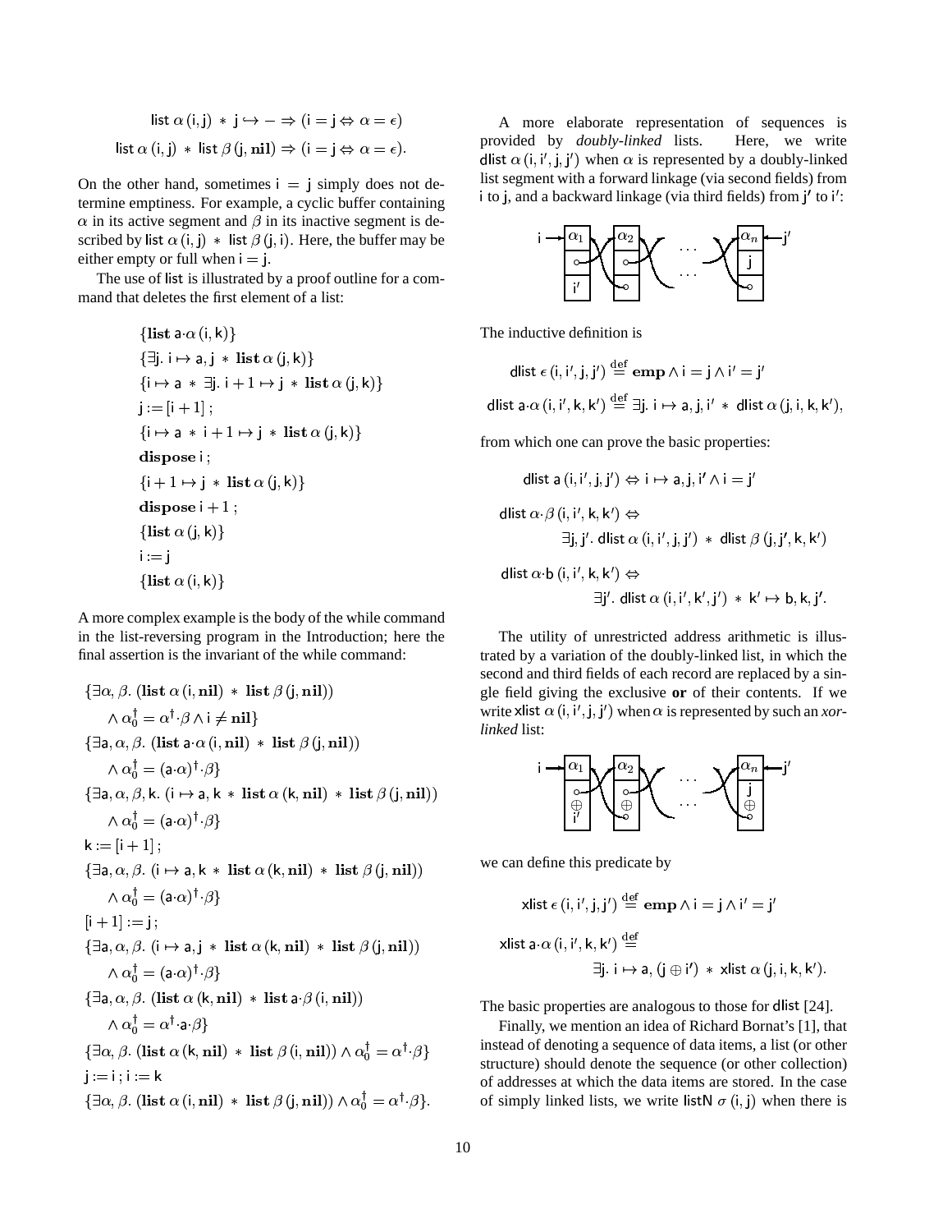$$\mathsf{list}\ \alpha\,(\mathsf{i},\mathsf{j})\ *\ \mathsf{j} \hookrightarrow - \Rightarrow (\mathsf{i} = \mathsf{j} \Leftrightarrow \alpha = \epsilon)$$

$$\mathsf{list}\ \alpha\,(\mathsf{i},\mathsf{j})\ *\ \mathsf{list}\ \beta\,(\mathsf{j},\mathbf{nil}) \Rightarrow (\mathsf{i} = \mathsf{j} \Leftrightarrow \alpha = \epsilon).$$

On the other hand, sometimes $\mathsf{i} = \mathsf{j}$ simply does not determine emptiness. For example, a cyclic buffer containing $\alpha$ in its active segment and $\beta$ in its inactive segment is described by $\mathsf{list}\ \alpha\,(\mathsf{i},\mathsf{j})\ *\ \mathsf{list}\ \beta\,(\mathsf{j},\mathsf{i})$. Here, the buffer may be either empty or full when $\mathsf{i} = \mathsf{j}$.

The use of list is illustrated by a proof outline for a command that deletes the first element of a list:

$$
\begin{array}{l}
\{\mathbf{list}\ \mathsf{a}{\cdot}\alpha\,(\mathsf{i},\mathsf{k})\}\\
\{\exists \mathsf{j}.\ \mathsf{i} \mapsto \mathsf{a},\mathsf{j}\ *\ \mathbf{list}\ \alpha\,(\mathsf{j},\mathsf{k})\}\\
\{\mathsf{i} \mapsto \mathsf{a}\ *\ \exists \mathsf{j}.\ \mathsf{i}+1 \mapsto \mathsf{j}\ *\ \mathbf{list}\ \alpha\,(\mathsf{j},\mathsf{k})\}\\
\mathsf{j} := [\mathsf{i}+1]\ ;\\
\{\mathsf{i} \mapsto \mathsf{a}\ *\ \mathsf{i}+1 \mapsto \mathsf{j}\ *\ \mathbf{list}\ \alpha\,(\mathsf{j},\mathsf{k})\}\\
\mathbf{dispose}\ \mathsf{i}\ ;\\
\{\mathsf{i}+1 \mapsto \mathsf{j}\ *\ \mathbf{list}\ \alpha\,(\mathsf{j},\mathsf{k})\}\\
\mathbf{dispose}\ \mathsf{i}+1\ ;\\
\{\mathbf{list}\ \alpha\,(\mathsf{j},\mathsf{k})\}\\
\mathsf{i} := \mathsf{j}\\
\{\mathbf{list}\ \alpha\,(\mathsf{i},\mathsf{k})\}
\end{array}
$$

A more complex example is the body of the while command in the list-reversing program in the Introduction; here the final assertion is the invariant of the while command:

$$
\begin{array}{l}
\{\exists \alpha,\beta.\ (\mathbf{list}\ \alpha\,(\mathsf{i},\mathbf{nil})\ *\ \mathbf{list}\ \beta\,(\mathsf{j},\mathbf{nil}))\\
\quad \wedge\ \alpha_0^\dagger = \alpha^\dagger{\cdot}\beta \wedge \mathsf{i} \neq \mathbf{nil}\}\\
\{\exists \mathsf{a},\alpha,\beta.\ (\mathbf{list}\ \mathsf{a}{\cdot}\alpha\,(\mathsf{i},\mathbf{nil})\ *\ \mathbf{list}\ \beta\,(\mathsf{j},\mathbf{nil}))\\
\quad \wedge\ \alpha_0^\dagger = (\mathsf{a}{\cdot}\alpha)^\dagger{\cdot}\beta\}\\
\{\exists \mathsf{a},\alpha,\beta,\mathsf{k}.\ (\mathsf{i} \mapsto \mathsf{a},\mathsf{k}\ *\ \mathbf{list}\ \alpha\,(\mathsf{k},\mathbf{nil})\ *\ \mathbf{list}\ \beta\,(\mathsf{j},\mathbf{nil}))\\
\quad \wedge\ \alpha_0^\dagger = (\mathsf{a}{\cdot}\alpha)^\dagger{\cdot}\beta\}\\
\mathsf{k} := [\mathsf{i}+1]\ ;\\
\{\exists \mathsf{a},\alpha,\beta.\ (\mathsf{i} \mapsto \mathsf{a},\mathsf{k}\ *\ \mathbf{list}\ \alpha\,(\mathsf{k},\mathbf{nil})\ *\ \mathbf{list}\ \beta\,(\mathsf{j},\mathbf{nil}))\\
\quad \wedge\ \alpha_0^\dagger = (\mathsf{a}{\cdot}\alpha)^\dagger{\cdot}\beta\}\\
[\mathsf{i}+1] := \mathsf{j}\ ;\\
\{\exists \mathsf{a},\alpha,\beta.\ (\mathsf{i} \mapsto \mathsf{a},\mathsf{j}\ *\ \mathbf{list}\ \alpha\,(\mathsf{k},\mathbf{nil})\ *\ \mathbf{list}\ \beta\,(\mathsf{j},\mathbf{nil}))\\
\quad \wedge\ \alpha_0^\dagger = (\mathsf{a}{\cdot}\alpha)^\dagger{\cdot}\beta\}\\
\{\exists \mathsf{a},\alpha,\beta.\ (\mathbf{list}\ \alpha\,(\mathsf{k},\mathbf{nil})\ *\ \mathbf{list}\ \mathsf{a}{\cdot}\beta\,(\mathsf{i},\mathbf{nil}))\\
\quad \wedge\ \alpha_0^\dagger = \alpha^\dagger{\cdot}\mathsf{a}{\cdot}\beta\}\\
\{\exists \alpha,\beta.\ (\mathbf{list}\ \alpha\,(\mathsf{k},\mathbf{nil})\ *\ \mathbf{list}\ \beta\,(\mathsf{i},\mathbf{nil})) \wedge \alpha_0^\dagger = \alpha^\dagger{\cdot}\beta\}\\
\mathsf{j} := \mathsf{i}\ ;\ \mathsf{i} := \mathsf{k}\\
\{\exists \alpha,\beta.\ (\mathbf{list}\ \alpha\,(\mathsf{i},\mathbf{nil})\ *\ \mathbf{list}\ \beta\,(\mathsf{j},\mathbf{nil})) \wedge \alpha_0^\dagger = \alpha^\dagger{\cdot}\beta\}.
\end{array}
$$

A more elaborate representation of sequences is provided by *doubly-linked* lists. Here, we write $\mathsf{dlist}\ \alpha\,(\mathsf{i},\mathsf{i}',\mathsf{j},\mathsf{j}')$ when $\alpha$ is represented by a doubly-linked list segment with a forward linkage (via second fields) from $\mathsf{i}$ to $\mathsf{j}$, and a backward linkage (via third fields) from $\mathsf{j}'$ to $\mathsf{i}'$:

The inductive definition is

$$\mathsf{dlist}\ \epsilon\,(\mathsf{i},\mathsf{i}',\mathsf{j},\mathsf{j}') \stackrel{\mathrm{def}}{=} \mathbf{emp} \wedge \mathsf{i} = \mathsf{j} \wedge \mathsf{i}' = \mathsf{j}'$$

$$\mathsf{dlist}\ \mathsf{a}{\cdot}\alpha\,(\mathsf{i},\mathsf{i}',\mathsf{k},\mathsf{k}') \stackrel{\mathrm{def}}{=} \exists \mathsf{j}.\ \mathsf{i} \mapsto \mathsf{a},\mathsf{j},\mathsf{i}'\ *\ \mathsf{dlist}\ \alpha\,(\mathsf{j},\mathsf{i},\mathsf{k},\mathsf{k}'),$$

from which one can prove the basic properties:

$$\mathsf{dlist}\ \mathsf{a}\,(\mathsf{i},\mathsf{i}',\mathsf{j},\mathsf{j}') \Leftrightarrow \mathsf{i} \mapsto \mathsf{a},\mathsf{j},\mathsf{i}' \wedge \mathsf{i} = \mathsf{j}'$$

$$\mathsf{dlist}\ \alpha{\cdot}\beta\,(\mathsf{i},\mathsf{i}',\mathsf{k},\mathsf{k}') \Leftrightarrow \exists \mathsf{j},\mathsf{j}'.\ \mathsf{dlist}\ \alpha\,(\mathsf{i},\mathsf{i}',\mathsf{j},\mathsf{j}')\ *\ \mathsf{dlist}\ \beta\,(\mathsf{j},\mathsf{j}',\mathsf{k},\mathsf{k}')$$

$$\mathsf{dlist}\ \alpha{\cdot}\mathsf{b}\,(\mathsf{i},\mathsf{i}',\mathsf{k},\mathsf{k}') \Leftrightarrow \exists \mathsf{j}'.\ \mathsf{dlist}\ \alpha\,(\mathsf{i},\mathsf{i}',\mathsf{k}',\mathsf{j}')\ *\ \mathsf{k}' \mapsto \mathsf{b},\mathsf{k},\mathsf{j}'.$$

The utility of unrestricted address arithmetic is illustrated by a variation of the doubly-linked list, in which the second and third fields of each record are replaced by a single field giving the exclusive **or** of their contents. If we write $\mathsf{xlist}\ \alpha\,(\mathsf{i},\mathsf{i}',\mathsf{j},\mathsf{j}')$ when $\alpha$ is represented by such an *xor-linked* list:

we can define this predicate by

$$\mathsf{xlist}\ \epsilon\,(\mathsf{i},\mathsf{i}',\mathsf{j},\mathsf{j}') \stackrel{\mathrm{def}}{=} \mathbf{emp} \wedge \mathsf{i} = \mathsf{j} \wedge \mathsf{i}' = \mathsf{j}'$$

$$\mathsf{xlist}\ \mathsf{a}{\cdot}\alpha\,(\mathsf{i},\mathsf{i}',\mathsf{k},\mathsf{k}') \stackrel{\mathrm{def}}{=} \exists \mathsf{j}.\ \mathsf{i} \mapsto \mathsf{a},(\mathsf{j} \oplus \mathsf{i}')\ *\ \mathsf{xlist}\ \alpha\,(\mathsf{j},\mathsf{i},\mathsf{k},\mathsf{k}').$$

The basic properties are analogous to those for dlist [24].

Finally, we mention an idea of Richard Bornat's [1], that instead of denoting a sequence of data items, a list (or other structure) should denote the sequence (or other collection) of addresses at which the data items are stored. In the case of simply linked lists, we write $\mathsf{listN}\ \sigma\,(\mathsf{i},\mathsf{j})$ when there is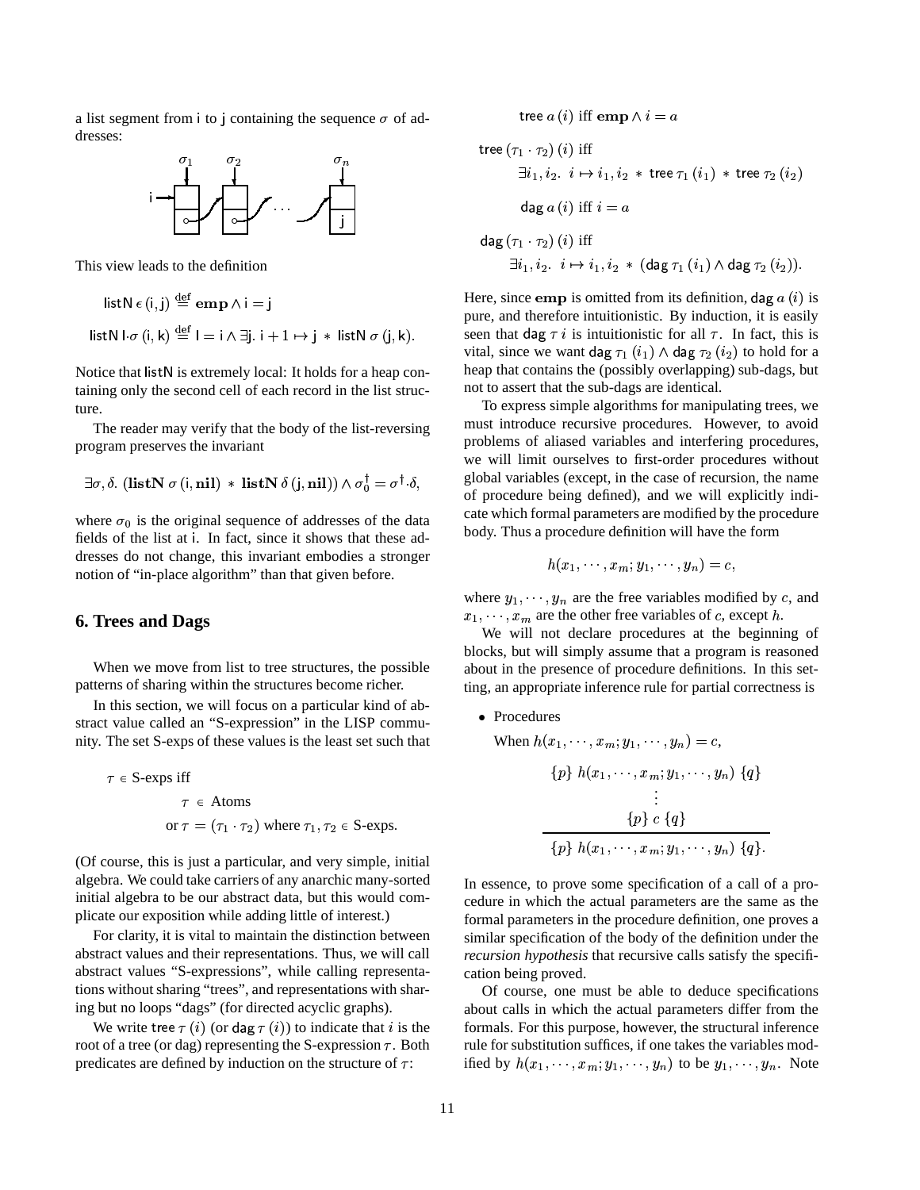a list segment from i to j containing the sequence $\sigma$ of addresses:

This view leads to the definition

$$\mathsf{listN}\,\epsilon\,(\mathsf{i},\mathsf{j}) \stackrel{\text{def}}{=} \mathbf{emp} \wedge \mathsf{i} = \mathsf{j}$$

$$\mathsf{listN}\,\mathsf{l}{\cdot}\sigma\,(\mathsf{i},\mathsf{k}) \stackrel{\text{def}}{=} \mathsf{l} = \mathsf{i} \wedge \exists \mathsf{j}.\ \mathsf{i}+1 \mapsto \mathsf{j}\ *\ \mathsf{listN}\,\sigma\,(\mathsf{j},\mathsf{k}).$$

Notice that listN is extremely local: It holds for a heap containing only the second cell of each record in the list structure.

The reader may verify that the body of the list-reversing program preserves the invariant

$$\exists \sigma, \delta.\ (\mathbf{listN}\,\sigma\,(\mathsf{i},\mathbf{nil})\ *\ \mathbf{listN}\,\delta\,(\mathsf{j},\mathbf{nil})) \wedge \sigma_0^\dagger = \sigma^\dagger{\cdot}\delta,$$

where $\sigma_0$ is the original sequence of addresses of the data fields of the list at i. In fact, since it shows that these addresses do not change, this invariant embodies a stronger notion of "in-place algorithm" than that given before.

## 6. Trees and Dags

When we move from list to tree structures, the possible patterns of sharing within the structures become richer.

In this section, we will focus on a particular kind of abstract value called an "S-expression" in the LISP community. The set S-exps of these values is the least set such that

$$\begin{aligned}
&\tau \in \text{S-exps iff} \\
&\qquad \tau \in \text{Atoms} \\
&\qquad \text{or } \tau = (\tau_1 \cdot \tau_2) \text{ where } \tau_1, \tau_2 \in \text{S-exps.}
\end{aligned}$$

(Of course, this is just a particular, and very simple, initial algebra. We could take carriers of any anarchic many-sorted initial algebra to be our abstract data, but this would complicate our exposition while adding little of interest.)

For clarity, it is vital to maintain the distinction between abstract values and their representations. Thus, we will call abstract values "S-expressions", while calling representations without sharing "trees", and representations with sharing but no loops "dags" (for directed acyclic graphs).

We write $\mathsf{tree}\,\tau\,(i)$ (or $\mathsf{dag}\,\tau\,(i)$) to indicate that $i$ is the root of a tree (or dag) representing the S-expression $\tau$. Both predicates are defined by induction on the structure of $\tau$:

$$\mathsf{tree}\,a\,(i) \text{ iff } \mathbf{emp} \wedge i = a$$

$$\mathsf{tree}\,(\tau_1 \cdot \tau_2)\,(i) \text{ iff } \exists i_1, i_2.\ i \mapsto i_1, i_2\ *\ \mathsf{tree}\,\tau_1\,(i_1)\ *\ \mathsf{tree}\,\tau_2\,(i_2)$$

$$\mathsf{dag}\,a\,(i) \text{ iff } i = a$$

$$\mathsf{dag}\,(\tau_1 \cdot \tau_2)\,(i) \text{ iff } \exists i_1, i_2.\ i \mapsto i_1, i_2\ *\ (\mathsf{dag}\,\tau_1\,(i_1) \wedge \mathsf{dag}\,\tau_2\,(i_2)).$$

Here, since $\mathbf{emp}$ is omitted from its definition, $\mathsf{dag}\,a\,(i)$ is pure, and therefore intuitionistic. By induction, it is easily seen that $\mathsf{dag}\,\tau\,i$ is intuitionistic for all $\tau$. In fact, this is vital, since we want $\mathsf{dag}\,\tau_1\,(i_1) \wedge \mathsf{dag}\,\tau_2\,(i_2)$ to hold for a heap that contains the (possibly overlapping) sub-dags, but not to assert that the sub-dags are identical.

To express simple algorithms for manipulating trees, we must introduce recursive procedures. However, to avoid problems of aliased variables and interfering procedures, we will limit ourselves to first-order procedures without global variables (except, in the case of recursion, the name of procedure being defined), and we will explicitly indicate which formal parameters are modified by the procedure body. Thus a procedure definition will have the form

$$h(x_1, \cdots, x_m; y_1, \cdots, y_n) = c,$$

where $y_1, \cdots, y_n$ are the free variables modified by $c$, and $x_1, \cdots, x_m$ are the other free variables of $c$, except $h$.

We will not declare procedures at the beginning of blocks, but will simply assume that a program is reasoned about in the presence of procedure definitions. In this setting, an appropriate inference rule for partial correctness is

- Procedures

  When $h(x_1, \cdots, x_m; y_1, \cdots, y_n) = c$,

$$\frac{\begin{array}{c}\{p\}\ h(x_1, \cdots, x_m; y_1, \cdots, y_n)\ \{q\} \\ \vdots \\ \{p\}\ c\ \{q\}\end{array}}{\{p\}\ h(x_1, \cdots, x_m; y_1, \cdots, y_n)\ \{q\}.}$$

In essence, to prove some specification of a call of a procedure in which the actual parameters are the same as the formal parameters in the procedure definition, one proves a similar specification of the body of the definition under the *recursion hypothesis* that recursive calls satisfy the specification being proved.

Of course, one must be able to deduce specifications about calls in which the actual parameters differ from the formals. For this purpose, however, the structural inference rule for substitution suffices, if one takes the variables modified by $h(x_1, \cdots, x_m; y_1, \cdots, y_n)$ to be $y_1, \cdots, y_n$. Note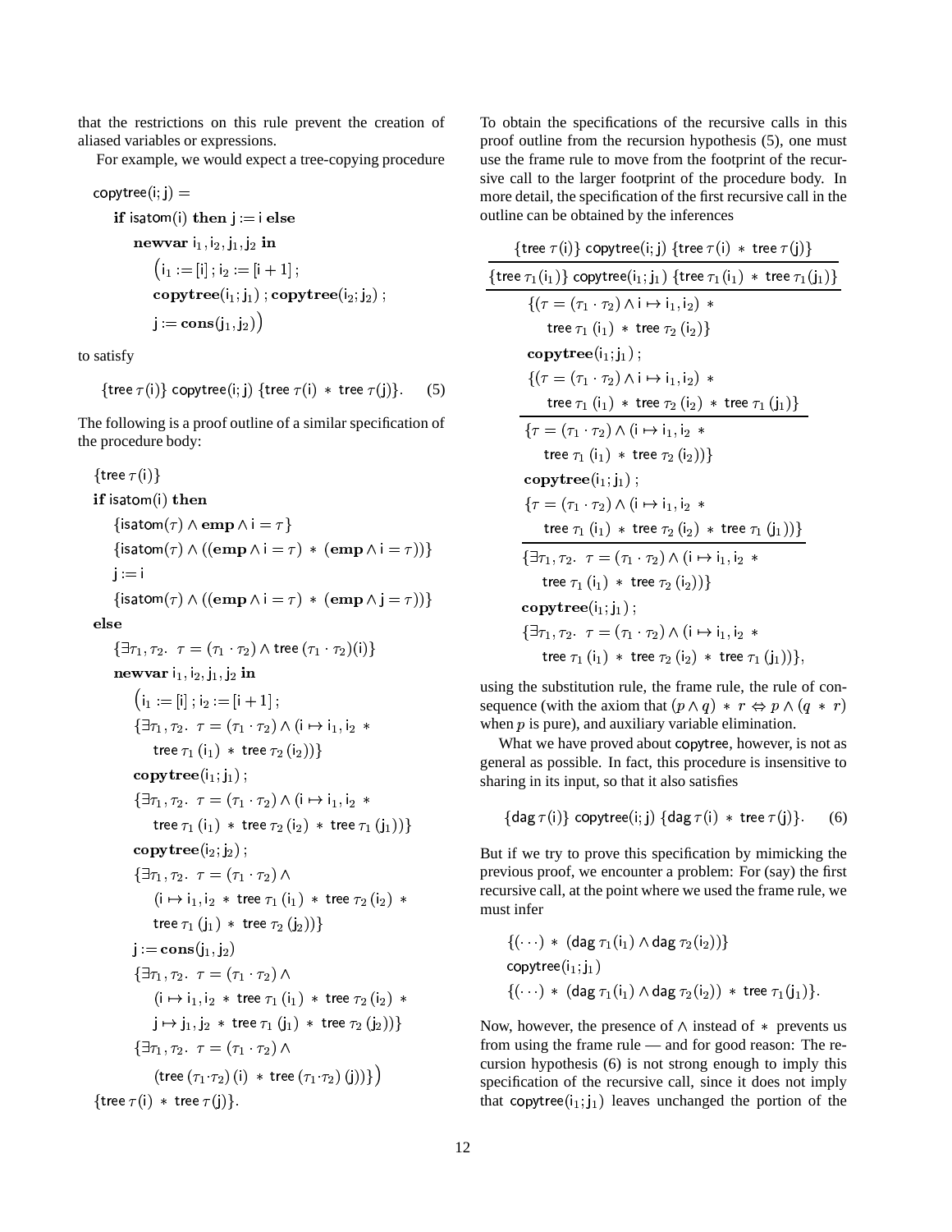that the restrictions on this rule prevent the creation of aliased variables or expressions.

For example, we would expect a tree-copying procedure

$$
\begin{array}{l}
\mathsf{copytree}(\mathsf{i};\mathsf{j}) = \\
\quad \textbf{if } \mathsf{isatom}(\mathsf{i}) \textbf{ then } \mathsf{j} := \mathsf{i} \textbf{ else} \\
\quad\quad \textbf{newvar } \mathsf{i}_1, \mathsf{i}_2, \mathsf{j}_1, \mathsf{j}_2 \textbf{ in} \\
\quad\quad\quad \big(\mathsf{i}_1 := [\mathsf{i}]\,;\, \mathsf{i}_2 := [\mathsf{i}+1]\,; \\
\quad\quad\quad \textbf{copytree}(\mathsf{i}_1;\mathsf{j}_1)\,;\, \textbf{copytree}(\mathsf{i}_2;\mathsf{j}_2)\,; \\
\quad\quad\quad \mathsf{j} := \textbf{cons}(\mathsf{j}_1,\mathsf{j}_2)\big)
\end{array}
$$

to satisfy

$$
\{\mathsf{tree}\,\tau(\mathsf{i})\}\ \mathsf{copytree}(\mathsf{i};\mathsf{j})\ \{\mathsf{tree}\,\tau(\mathsf{i}) \,*\, \mathsf{tree}\,\tau(\mathsf{j})\}. \tag{5}
$$

The following is a proof outline of a similar specification of the procedure body:

$$
\begin{array}{l}
\{\mathsf{tree}\,\tau(\mathsf{i})\} \\
\textbf{if } \mathsf{isatom}(\mathsf{i}) \textbf{ then} \\
\quad \{\mathsf{isatom}(\tau) \wedge \mathbf{emp} \wedge \mathsf{i} = \tau\} \\
\quad \{\mathsf{isatom}(\tau) \wedge ((\mathbf{emp} \wedge \mathsf{i} = \tau) \,*\, (\mathbf{emp} \wedge \mathsf{i} = \tau))\} \\
\quad \mathsf{j} := \mathsf{i} \\
\quad \{\mathsf{isatom}(\tau) \wedge ((\mathbf{emp} \wedge \mathsf{i} = \tau) \,*\, (\mathbf{emp} \wedge \mathsf{j} = \tau))\} \\
\textbf{else} \\
\quad \{\exists \tau_1, \tau_2.\ \tau = (\tau_1 \cdot \tau_2) \wedge \mathsf{tree}\,(\tau_1 \cdot \tau_2)(\mathsf{i})\} \\
\quad \textbf{newvar } \mathsf{i}_1, \mathsf{i}_2, \mathsf{j}_1, \mathsf{j}_2 \textbf{ in} \\
\quad\quad \big(\mathsf{i}_1 := [\mathsf{i}]\,;\, \mathsf{i}_2 := [\mathsf{i}+1]\,; \\
\quad\quad \{\exists \tau_1, \tau_2.\ \tau = (\tau_1 \cdot \tau_2) \wedge (\mathsf{i} \mapsto \mathsf{i}_1, \mathsf{i}_2 \,* \\
\quad\quad\quad \mathsf{tree}\,\tau_1\,(\mathsf{i}_1) \,*\, \mathsf{tree}\,\tau_2\,(\mathsf{i}_2))\} \\
\quad\quad \textbf{copytree}(\mathsf{i}_1;\mathsf{j}_1)\,; \\
\quad\quad \{\exists \tau_1, \tau_2.\ \tau = (\tau_1 \cdot \tau_2) \wedge (\mathsf{i} \mapsto \mathsf{i}_1, \mathsf{i}_2 \,* \\
\quad\quad\quad \mathsf{tree}\,\tau_1\,(\mathsf{i}_1) \,*\, \mathsf{tree}\,\tau_2\,(\mathsf{i}_2) \,*\, \mathsf{tree}\,\tau_1\,(\mathsf{j}_1))\} \\
\quad\quad \textbf{copytree}(\mathsf{i}_2;\mathsf{j}_2)\,; \\
\quad\quad \{\exists \tau_1, \tau_2.\ \tau = (\tau_1 \cdot \tau_2) \wedge \\
\quad\quad\quad (\mathsf{i} \mapsto \mathsf{i}_1, \mathsf{i}_2 \,*\, \mathsf{tree}\,\tau_1\,(\mathsf{i}_1) \,*\, \mathsf{tree}\,\tau_2\,(\mathsf{i}_2) \,* \\
\quad\quad\quad \mathsf{tree}\,\tau_1\,(\mathsf{j}_1) \,*\, \mathsf{tree}\,\tau_2\,(\mathsf{j}_2))\} \\
\quad\quad \mathsf{j} := \textbf{cons}(\mathsf{j}_1,\mathsf{j}_2) \\
\quad\quad \{\exists \tau_1, \tau_2.\ \tau = (\tau_1 \cdot \tau_2) \wedge \\
\quad\quad\quad (\mathsf{i} \mapsto \mathsf{i}_1, \mathsf{i}_2 \,*\, \mathsf{tree}\,\tau_1\,(\mathsf{i}_1) \,*\, \mathsf{tree}\,\tau_2\,(\mathsf{i}_2) \,* \\
\quad\quad\quad \mathsf{j} \mapsto \mathsf{j}_1, \mathsf{j}_2 \,*\, \mathsf{tree}\,\tau_1\,(\mathsf{j}_1) \,*\, \mathsf{tree}\,\tau_2\,(\mathsf{j}_2))\} \\
\quad\quad \{\exists \tau_1, \tau_2.\ \tau = (\tau_1 \cdot \tau_2) \wedge \\
\quad\quad\quad (\mathsf{tree}\,(\tau_1 {\cdot} \tau_2)\,(\mathsf{i}) \,*\, \mathsf{tree}\,(\tau_1 {\cdot} \tau_2)\,(\mathsf{j}))\}\big) \\
\{\mathsf{tree}\,\tau(\mathsf{i}) \,*\, \mathsf{tree}\,\tau(\mathsf{j})\}.
\end{array}
$$

To obtain the specifications of the recursive calls in this proof outline from the recursion hypothesis (5), one must use the frame rule to move from the footprint of the recursive call to the larger footprint of the procedure body. In more detail, the specification of the first recursive call in the outline can be obtained by the inferences

$$
\dfrac{\dfrac{\{\mathsf{tree}\,\tau(\mathsf{i})\}\ \mathsf{copytree}(\mathsf{i};\mathsf{j})\ \{\mathsf{tree}\,\tau(\mathsf{i}) \,*\, \mathsf{tree}\,\tau(\mathsf{j})\}}{\{\mathsf{tree}\,\tau_1(\mathsf{i}_1)\}\ \mathsf{copytree}(\mathsf{i}_1;\mathsf{j}_1)\ \{\mathsf{tree}\,\tau_1(\mathsf{i}_1) \,*\, \mathsf{tree}\,\tau_1(\mathsf{j}_1)\}}}{
\begin{array}{l}
\{(\tau = (\tau_1 \cdot \tau_2) \wedge \mathsf{i} \mapsto \mathsf{i}_1, \mathsf{i}_2) \,* \\
\quad \mathsf{tree}\,\tau_1\,(\mathsf{i}_1) \,*\, \mathsf{tree}\,\tau_2\,(\mathsf{i}_2)\} \\
\textbf{copytree}(\mathsf{i}_1;\mathsf{j}_1)\,; \\
\{(\tau = (\tau_1 \cdot \tau_2) \wedge \mathsf{i} \mapsto \mathsf{i}_1, \mathsf{i}_2) \,* \\
\quad \mathsf{tree}\,\tau_1\,(\mathsf{i}_1) \,*\, \mathsf{tree}\,\tau_2\,(\mathsf{i}_2) \,*\, \mathsf{tree}\,\tau_1\,(\mathsf{j}_1)\}
\end{array}}
$$

$$
\dfrac{}{
\begin{array}{l}
\{\tau = (\tau_1 \cdot \tau_2) \wedge (\mathsf{i} \mapsto \mathsf{i}_1, \mathsf{i}_2 \,* \\
\quad \mathsf{tree}\,\tau_1\,(\mathsf{i}_1) \,*\, \mathsf{tree}\,\tau_2\,(\mathsf{i}_2))\} \\
\textbf{copytree}(\mathsf{i}_1;\mathsf{j}_1)\,; \\
\{\tau = (\tau_1 \cdot \tau_2) \wedge (\mathsf{i} \mapsto \mathsf{i}_1, \mathsf{i}_2 \,* \\
\quad \mathsf{tree}\,\tau_1\,(\mathsf{i}_1) \,*\, \mathsf{tree}\,\tau_2\,(\mathsf{i}_2) \,*\, \mathsf{tree}\,\tau_1\,(\mathsf{j}_1))\}
\end{array}}
$$

$$
\dfrac{}{
\begin{array}{l}
\{\exists \tau_1, \tau_2.\ \tau = (\tau_1 \cdot \tau_2) \wedge (\mathsf{i} \mapsto \mathsf{i}_1, \mathsf{i}_2 \,* \\
\quad \mathsf{tree}\,\tau_1\,(\mathsf{i}_1) \,*\, \mathsf{tree}\,\tau_2\,(\mathsf{i}_2))\} \\
\textbf{copytree}(\mathsf{i}_1;\mathsf{j}_1)\,; \\
\{\exists \tau_1, \tau_2.\ \tau = (\tau_1 \cdot \tau_2) \wedge (\mathsf{i} \mapsto \mathsf{i}_1, \mathsf{i}_2 \,* \\
\quad \mathsf{tree}\,\tau_1\,(\mathsf{i}_1) \,*\, \mathsf{tree}\,\tau_2\,(\mathsf{i}_2) \,*\, \mathsf{tree}\,\tau_1\,(\mathsf{j}_1))\},
\end{array}}
$$

using the substitution rule, the frame rule, the rule of consequence (with the axiom that $(p \wedge q) \,*\, r \Leftrightarrow p \wedge (q \,*\, r)$ when $p$ is pure), and auxiliary variable elimination.

What we have proved about copytree, however, is not as general as possible. In fact, this procedure is insensitive to sharing in its input, so that it also satisfies

$$
\{\mathsf{dag}\,\tau(\mathsf{i})\}\ \mathsf{copytree}(\mathsf{i};\mathsf{j})\ \{\mathsf{dag}\,\tau(\mathsf{i}) \,*\, \mathsf{tree}\,\tau(\mathsf{j})\}. \tag{6}
$$

But if we try to prove this specification by mimicking the previous proof, we encounter a problem: For (say) the first recursive call, at the point where we used the frame rule, we must infer

$$
\begin{array}{l}
\{(\cdots) \,*\, (\mathsf{dag}\,\tau_1(\mathsf{i}_1) \wedge \mathsf{dag}\,\tau_2(\mathsf{i}_2))\} \\
\mathsf{copytree}(\mathsf{i}_1;\mathsf{j}_1) \\
\{(\cdots) \,*\, (\mathsf{dag}\,\tau_1(\mathsf{i}_1) \wedge \mathsf{dag}\,\tau_2(\mathsf{i}_2)) \,*\, \mathsf{tree}\,\tau_1(\mathsf{j}_1)\}.
\end{array}
$$

Now, however, the presence of $\wedge$ instead of $*$ prevents us from using the frame rule — and for good reason: The recursion hypothesis (6) is not strong enough to imply this specification of the recursive call, since it does not imply that $\mathsf{copytree}(\mathsf{i}_1;\mathsf{j}_1)$ leaves unchanged the portion of the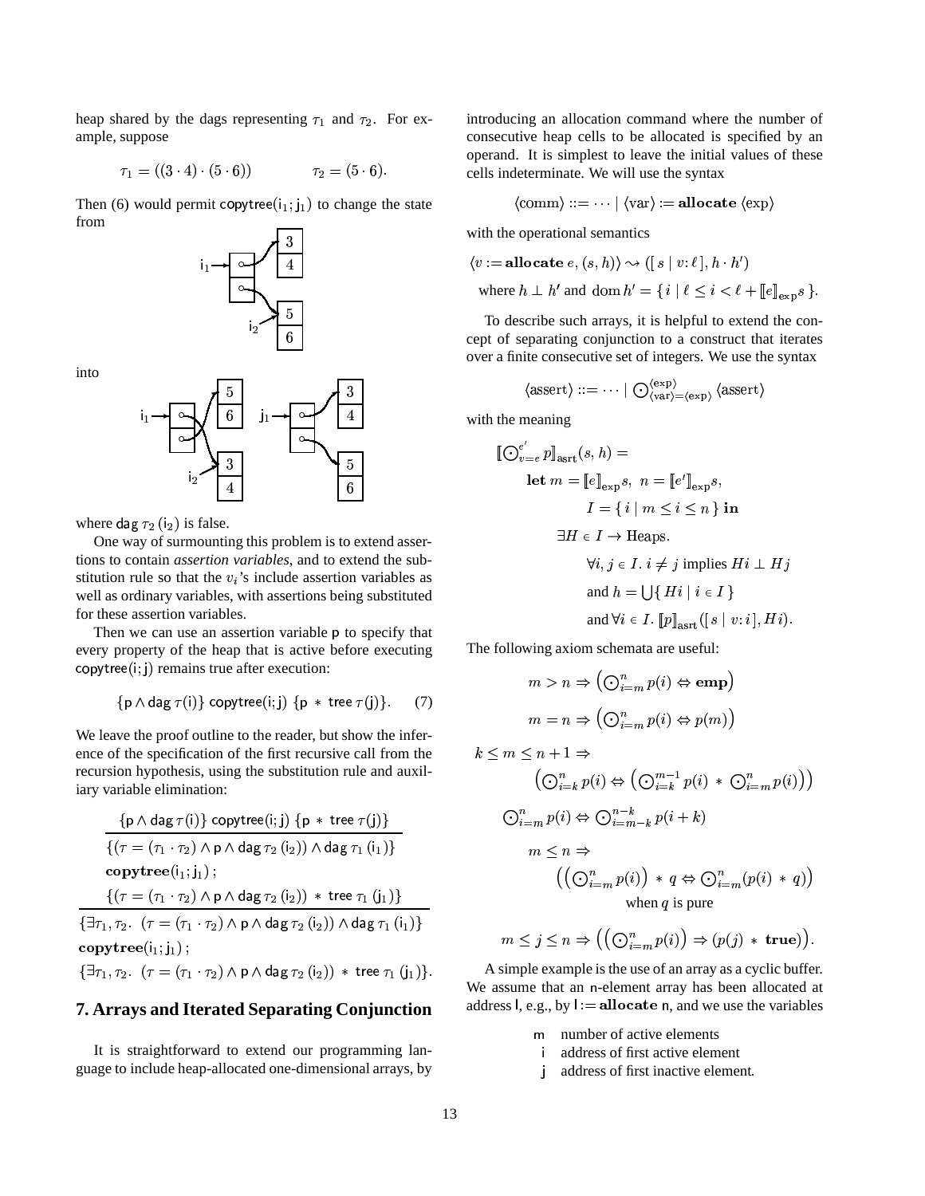heap shared by the dags representing $\tau_1$ and $\tau_2$. For example, suppose

$$\tau_1 = ((3 \cdot 4) \cdot (5 \cdot 6)) \qquad\qquad \tau_2 = (5 \cdot 6).$$

Then (6) would permit $\mathsf{copytree}(\mathsf{i}_1; \mathsf{j}_1)$ to change the state from

into

where $\mathsf{dag}\ \tau_2\ (\mathsf{i}_2)$ is false.

One way of surmounting this problem is to extend assertions to contain *assertion variables*, and to extend the substitution rule so that the $v_i$'s include assertion variables as well as ordinary variables, with assertions being substituted for these assertion variables.

Then we can use an assertion variable $\mathsf{p}$ to specify that every property of the heap that is active before executing $\mathsf{copytree}(\mathsf{i}; \mathsf{j})$ remains true after execution:

$$\{\mathsf{p} \wedge \mathsf{dag}\ \tau(\mathsf{i})\}\ \mathsf{copytree}(\mathsf{i}; \mathsf{j})\ \{\mathsf{p} \ * \ \mathsf{tree}\ \tau(\mathsf{j})\}. \qquad (7)$$

We leave the proof outline to the reader, but show the inference of the specification of the first recursive call from the recursion hypothesis, using the substitution rule and auxiliary variable elimination:

$$\dfrac{\dfrac{\{\mathsf{p} \wedge \mathsf{dag}\ \tau(\mathsf{i})\}\ \mathsf{copytree}(\mathsf{i}; \mathsf{j})\ \{\mathsf{p} \ * \ \mathsf{tree}\ \tau(\mathsf{j})\}}{\begin{array}{l}\{(\tau = (\tau_1 \cdot \tau_2) \wedge \mathsf{p} \wedge \mathsf{dag}\ \tau_2\ (\mathsf{i}_2)) \wedge \mathsf{dag}\ \tau_1\ (\mathsf{i}_1)\}\\ \mathbf{copytree}(\mathsf{i}_1; \mathsf{j}_1)\,;\\ \{(\tau = (\tau_1 \cdot \tau_2) \wedge \mathsf{p} \wedge \mathsf{dag}\ \tau_2\ (\mathsf{i}_2)) \ * \ \mathsf{tree}\ \tau_1\ (\mathsf{j}_1)\}\end{array}}}{\begin{array}{l}\{\exists \tau_1, \tau_2.\ \ (\tau = (\tau_1 \cdot \tau_2) \wedge \mathsf{p} \wedge \mathsf{dag}\ \tau_2\ (\mathsf{i}_2)) \wedge \mathsf{dag}\ \tau_1\ (\mathsf{i}_1)\}\\ \mathbf{copytree}(\mathsf{i}_1; \mathsf{j}_1)\,;\\ \{\exists \tau_1, \tau_2.\ \ (\tau = (\tau_1 \cdot \tau_2) \wedge \mathsf{p} \wedge \mathsf{dag}\ \tau_2\ (\mathsf{i}_2)) \ * \ \mathsf{tree}\ \tau_1\ (\mathsf{j}_1)\}.\end{array}}$$

## 7. Arrays and Iterated Separating Conjunction

It is straightforward to extend our programming language to include heap-allocated one-dimensional arrays, by introducing an allocation command where the number of consecutive heap cells to be allocated is specified by an operand. It is simplest to leave the initial values of these cells indeterminate. We will use the syntax

$$\langle \text{comm} \rangle ::= \cdots \mid \langle \text{var} \rangle := \mathbf{allocate}\ \langle \text{exp} \rangle$$

with the operational semantics

$$\langle v := \mathbf{allocate}\ e, (s, h)\rangle \leadsto ([\, s \mid v \colon \ell\,], h \cdot h')$$
$$\text{where } h \perp h' \text{ and } \operatorname{dom} h' = \{\, i \mid \ell \le i < \ell + [\![e]\!]_{\text{exp}} s \,\}.$$

To describe such arrays, it is helpful to extend the concept of separating conjunction to a construct that iterates over a finite consecutive set of integers. We use the syntax

$$\langle \text{assert} \rangle ::= \cdots \mid \bigodot_{\langle \text{var} \rangle = \langle \text{exp} \rangle}^{\langle \text{exp} \rangle} \langle \text{assert} \rangle$$

with the meaning

$$\begin{aligned}
[\![\textstyle\bigodot_{v=e}^{e'} p]\!]_{\text{asrt}}(s, h) = {}& \\
& \mathbf{let}\ m = [\![e]\!]_{\text{exp}} s,\ \ n = [\![e']\!]_{\text{exp}} s, \\
& \qquad I = \{\, i \mid m \le i \le n \,\}\ \mathbf{in} \\
& \exists H \in I \to \text{Heaps}. \\
& \qquad \forall i, j \in I.\ i \neq j \text{ implies } Hi \perp Hj \\
& \qquad \text{and } h = \textstyle\bigcup \{\, Hi \mid i \in I \,\} \\
& \qquad \text{and } \forall i \in I.\ [\![p]\!]_{\text{asrt}}([\, s \mid v \colon i\,], Hi).
\end{aligned}$$

The following axiom schemata are useful:

$$m > n \Rightarrow \left(\textstyle\bigodot_{i=m}^{n} p(i) \Leftrightarrow \mathbf{emp}\right)$$

$$m = n \Rightarrow \left(\textstyle\bigodot_{i=m}^{n} p(i) \Leftrightarrow p(m)\right)$$

$$k \le m \le n+1 \Rightarrow \left(\textstyle\bigodot_{i=k}^{n} p(i) \Leftrightarrow \left(\bigodot_{i=k}^{m-1} p(i) \ * \ \bigodot_{i=m}^{n} p(i)\right)\right)$$

$$\textstyle\bigodot_{i=m}^{n} p(i) \Leftrightarrow \bigodot_{i=m-k}^{n-k} p(i+k)$$

$$m \le n \Rightarrow \left(\left(\textstyle\bigodot_{i=m}^{n} p(i)\right) \ * \ q \Leftrightarrow \bigodot_{i=m}^{n}(p(i) \ * \ q)\right) \quad \text{when } q \text{ is pure}$$

$$m \le j \le n \Rightarrow \left(\left(\textstyle\bigodot_{i=m}^{n} p(i)\right) \Rightarrow (p(j) \ * \ \mathbf{true})\right).$$

A simple example is the use of an array as a cyclic buffer. We assume that an $\mathsf{n}$-element array has been allocated at address $\mathsf{l}$, e.g., by $\mathsf{l} := \mathbf{allocate}\ \mathsf{n}$, and we use the variables

- $\mathsf{m}$ number of active elements
- $\mathsf{i}$ address of first active element
- $\mathsf{j}$ address of first inactive element.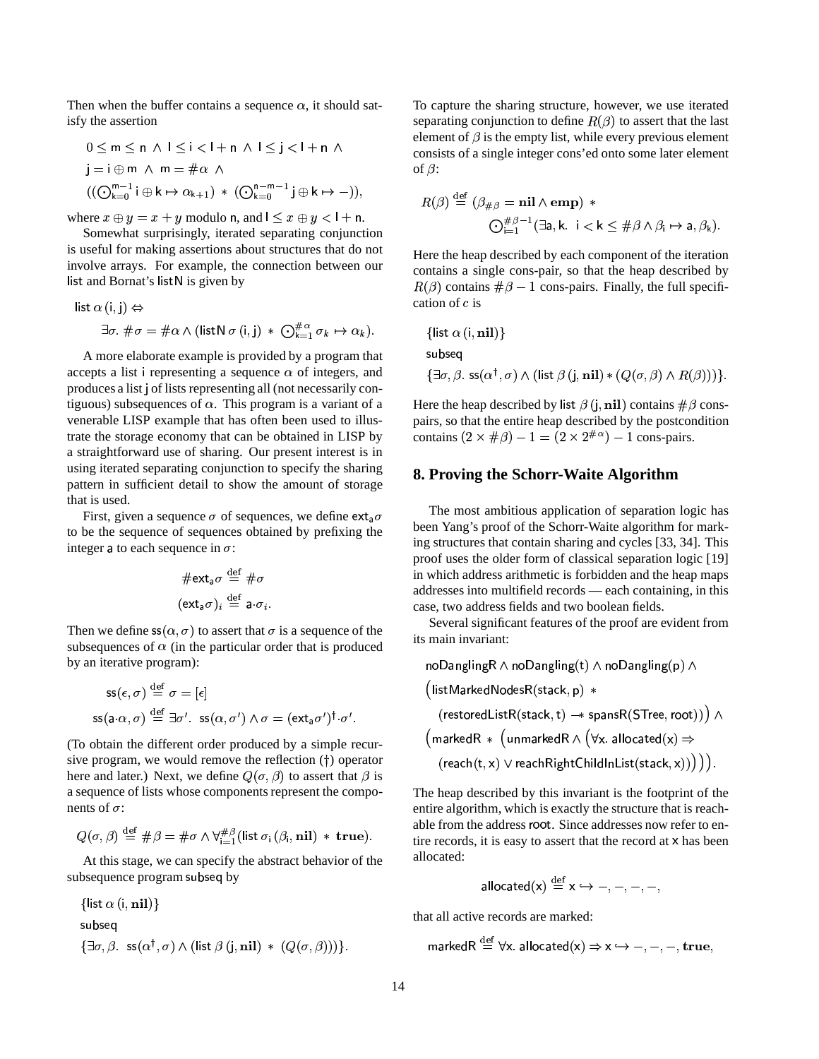Then when the buffer contains a sequence $\alpha$, it should satisfy the assertion

$$0 \leq \mathsf{m} \leq \mathsf{n} \;\wedge\; \mathsf{l} \leq \mathsf{i} < \mathsf{l}+\mathsf{n} \;\wedge\; \mathsf{l} \leq \mathsf{j} < \mathsf{l}+\mathsf{n} \;\wedge$$
$$\mathsf{j} = \mathsf{i} \oplus \mathsf{m} \;\wedge\; \mathsf{m} = \#\alpha \;\wedge$$
$$((\bigodot_{\mathsf{k}=0}^{\mathsf{m}-1} \mathsf{i} \oplus \mathsf{k} \mapsto \alpha_{\mathsf{k}+1}) \;*\; (\bigodot_{\mathsf{k}=0}^{\mathsf{n}-\mathsf{m}-1} \mathsf{j} \oplus \mathsf{k} \mapsto -)),$$

where $x \oplus y = x + y$ modulo $\mathsf{n}$, and $\mathsf{l} \leq x \oplus y < \mathsf{l} + \mathsf{n}$.

Somewhat surprisingly, iterated separating conjunction is useful for making assertions about structures that do not involve arrays. For example, the connection between our list and Bornat's listN is given by

$$\mathsf{list}\,\alpha\,(\mathsf{i},\mathsf{j}) \Leftrightarrow$$
$$\exists\sigma.\ \#\sigma = \#\alpha \wedge (\mathsf{listN}\,\sigma\,(\mathsf{i},\mathsf{j}) \;*\; \bigodot_{\mathsf{k}=1}^{\#\alpha} \sigma_k \mapsto \alpha_k).$$

A more elaborate example is provided by a program that accepts a list i representing a sequence $\alpha$ of integers, and produces a list j of lists representing all (not necessarily contiguous) subsequences of $\alpha$. This program is a variant of a venerable LISP example that has often been used to illustrate the storage economy that can be obtained in LISP by a straightforward use of sharing. Our present interest is in using iterated separating conjunction to specify the sharing pattern in sufficient detail to show the amount of storage that is used.

First, given a sequence $\sigma$ of sequences, we define $\mathsf{ext}_\mathsf{a}\sigma$ to be the sequence of sequences obtained by prefixing the integer a to each sequence in $\sigma$:

$$\#\mathsf{ext}_\mathsf{a}\sigma \stackrel{\mathrm{def}}{=} \#\sigma$$
$$(\mathsf{ext}_\mathsf{a}\sigma)_i \stackrel{\mathrm{def}}{=} \mathsf{a}\cdot\sigma_i.$$

Then we define $\mathsf{ss}(\alpha,\sigma)$ to assert that $\sigma$ is a sequence of the subsequences of $\alpha$ (in the particular order that is produced by an iterative program):

$$\mathsf{ss}(\epsilon,\sigma) \stackrel{\mathrm{def}}{=} \sigma = [\epsilon]$$
$$\mathsf{ss}(\mathsf{a}\cdot\alpha,\sigma) \stackrel{\mathrm{def}}{=} \exists\sigma'.\ \mathsf{ss}(\alpha,\sigma') \wedge \sigma = (\mathsf{ext}_\mathsf{a}\sigma')^\dagger\cdot\sigma'.$$

(To obtain the different order produced by a simple recursive program, we would remove the reflection (†) operator here and later.) Next, we define $Q(\sigma,\beta)$ to assert that $\beta$ is a sequence of lists whose components represent the components of $\sigma$:

$$Q(\sigma,\beta) \stackrel{\mathrm{def}}{=} \#\beta = \#\sigma \wedge \forall_{\mathsf{i}=1}^{\#\beta}(\mathsf{list}\,\sigma_\mathsf{i}\,(\beta_\mathsf{i},\mathbf{nil}) \;*\; \mathbf{true}).$$

At this stage, we can specify the abstract behavior of the subsequence program subseq by

$$\{\mathsf{list}\,\alpha\,(\mathsf{i},\mathbf{nil})\}$$
$$\mathsf{subseq}$$
$$\{\exists\sigma,\beta.\ \mathsf{ss}(\alpha^\dagger,\sigma) \wedge (\mathsf{list}\,\beta\,(\mathsf{j},\mathbf{nil}) \;*\; (Q(\sigma,\beta)))\}.$$

To capture the sharing structure, however, we use iterated separating conjunction to define $R(\beta)$ to assert that the last element of $\beta$ is the empty list, while every previous element consists of a single integer cons'ed onto some later element of $\beta$:

$$R(\beta) \stackrel{\mathrm{def}}{=} (\beta_{\#\beta} = \mathbf{nil} \wedge \mathbf{emp}) \;*$$
$$\bigodot_{\mathsf{i}=1}^{\#\beta-1}(\exists\mathsf{a},\mathsf{k}.\ \ \mathsf{i} < \mathsf{k} \leq \#\beta \wedge \beta_\mathsf{i} \mapsto \mathsf{a},\beta_\mathsf{k}).$$

Here the heap described by each component of the iteration contains a single cons-pair, so that the heap described by $R(\beta)$ contains $\#\beta - 1$ cons-pairs. Finally, the full specification of $c$ is

$$\{\mathsf{list}\,\alpha\,(\mathsf{i},\mathbf{nil})\}$$
$$\mathsf{subseq}$$
$$\{\exists\sigma,\beta.\ \mathsf{ss}(\alpha^\dagger,\sigma) \wedge (\mathsf{list}\,\beta\,(\mathsf{j},\mathbf{nil}) * (Q(\sigma,\beta) \wedge R(\beta)))\}.$$

Here the heap described by $\mathsf{list}\,\beta\,(\mathsf{j},\mathbf{nil})$ contains $\#\beta$ cons-pairs, so that the entire heap described by the postcondition contains $(2 \times \#\beta) - 1 = (2 \times 2^{\#\alpha}) - 1$ cons-pairs.

## 8. Proving the Schorr-Waite Algorithm

The most ambitious application of separation logic has been Yang's proof of the Schorr-Waite algorithm for marking structures that contain sharing and cycles [33, 34]. This proof uses the older form of classical separation logic [19] in which address arithmetic is forbidden and the heap maps addresses into multifield records — each containing, in this case, two address fields and two boolean fields.

Several significant features of the proof are evident from its main invariant:

$$\mathsf{noDanglingR} \wedge \mathsf{noDangling(t)} \wedge \mathsf{noDangling(p)} \wedge$$
$$\big(\mathsf{listMarkedNodesR(stack,p)} \;*$$
$$(\mathsf{restoredListR(stack,t)} \;-\!\!*\; \mathsf{spansR(STree,root)})\big) \wedge$$
$$\big(\mathsf{markedR} \;*\; \big(\mathsf{unmarkedR} \wedge \big(\forall\mathsf{x}.\ \mathsf{allocated(x)} \Rightarrow$$
$$(\mathsf{reach(t,x)} \vee \mathsf{reachRightChildInList(stack,x)})\big)\big)\big).$$

The heap described by this invariant is the footprint of the entire algorithm, which is exactly the structure that is reachable from the address root. Since addresses now refer to entire records, it is easy to assert that the record at x has been allocated:

$$\mathsf{allocated(x)} \stackrel{\mathrm{def}}{=} \mathsf{x} \hookrightarrow -,-,-,-,$$

that all active records are marked:

$$\mathsf{markedR} \stackrel{\mathrm{def}}{=} \forall\mathsf{x}.\ \mathsf{allocated(x)} \Rightarrow \mathsf{x} \hookrightarrow -,-,-,\mathbf{true},$$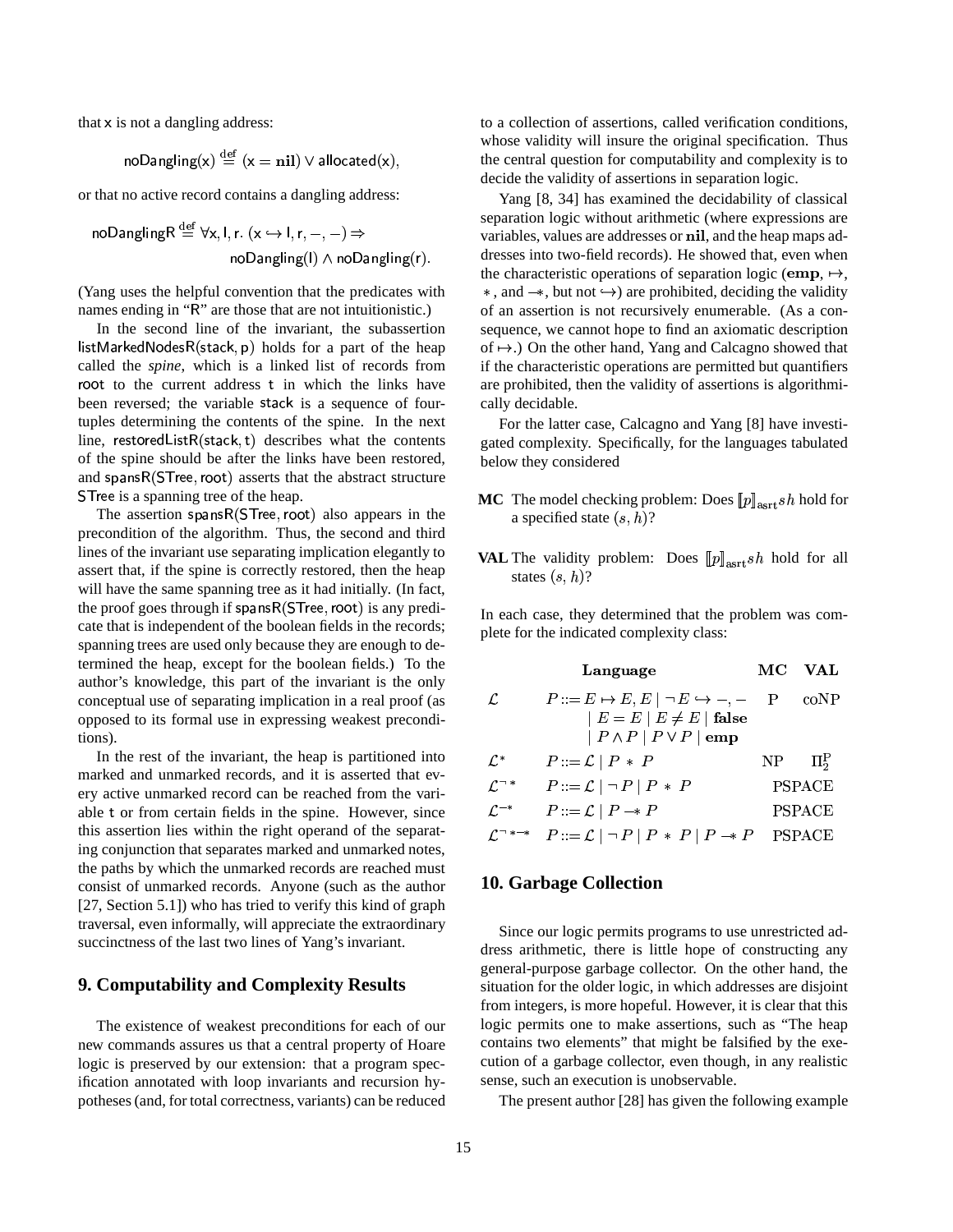that x is not a dangling address:

$$\mathsf{noDangling}(\mathsf{x}) \stackrel{\text{def}}{=} (\mathsf{x} = \mathbf{nil}) \vee \mathsf{allocated}(\mathsf{x}),$$

or that no active record contains a dangling address:

$$\mathsf{noDanglingR} \stackrel{\text{def}}{=} \forall \mathsf{x}, \mathsf{l}, \mathsf{r}.\ (\mathsf{x} \hookrightarrow \mathsf{l}, \mathsf{r}, -, -) \Rightarrow \mathsf{noDangling}(\mathsf{l}) \wedge \mathsf{noDangling}(\mathsf{r}).$$

(Yang uses the helpful convention that the predicates with names ending in "R" are those that are not intuitionistic.)

In the second line of the invariant, the subassertion listMarkedNodesR(stack, p) holds for a part of the heap called the *spine*, which is a linked list of records from root to the current address t in which the links have been reversed; the variable stack is a sequence of four-tuples determining the contents of the spine. In the next line, restoredListR(stack, t) describes what the contents of the spine should be after the links have been restored, and spansR(STree, root) asserts that the abstract structure STree is a spanning tree of the heap.

The assertion spansR(STree, root) also appears in the precondition of the algorithm. Thus, the second and third lines of the invariant use separating implication elegantly to assert that, if the spine is correctly restored, then the heap will have the same spanning tree as it had initially. (In fact, the proof goes through if spansR(STree, root) is any predicate that is independent of the boolean fields in the records; spanning trees are used only because they are enough to determined the heap, except for the boolean fields.) To the author's knowledge, this part of the invariant is the only conceptual use of separating implication in a real proof (as opposed to its formal use in expressing weakest preconditions).

In the rest of the invariant, the heap is partitioned into marked and unmarked records, and it is asserted that every active unmarked record can be reached from the variable t or from certain fields in the spine. However, since this assertion lies within the right operand of the separating conjunction that separates marked and unmarked notes, the paths by which the unmarked records are reached must consist of unmarked records. Anyone (such as the author [27, Section 5.1]) who has tried to verify this kind of graph traversal, even informally, will appreciate the extraordinary succinctness of the last two lines of Yang's invariant.

## 9. Computability and Complexity Results

The existence of weakest preconditions for each of our new commands assures us that a central property of Hoare logic is preserved by our extension: that a program specification annotated with loop invariants and recursion hypotheses (and, for total correctness, variants) can be reduced to a collection of assertions, called verification conditions, whose validity will insure the original specification. Thus the central question for computability and complexity is to decide the validity of assertions in separation logic.

Yang [8, 34] has examined the decidability of classical separation logic without arithmetic (where expressions are variables, values are addresses or **nil**, and the heap maps addresses into two-field records). He showed that, even when the characteristic operations of separation logic ($\mathbf{emp}$, $\mapsto$, $*$, and $-\!\!*$, but not $\hookrightarrow$) are prohibited, deciding the validity of an assertion is not recursively enumerable. (As a consequence, we cannot hope to find an axiomatic description of $\mapsto$.) On the other hand, Yang and Calcagno showed that if the characteristic operations are permitted but quantifiers are prohibited, then the validity of assertions is algorithmically decidable.

For the latter case, Calcagno and Yang [8] have investigated complexity. Specifically, for the languages tabulated below they considered

**MC** The model checking problem: Does $[\![p]\!]_{\text{asrt}} sh$ hold for a specified state $(s, h)$?

**VAL** The validity problem: Does $[\![p]\!]_{\text{asrt}} sh$ hold for all states $(s, h)$?

In each case, they determined that the problem was complete for the indicated complexity class:

| | Language | MC | VAL |
|---|---|---|---|
| $\mathcal{L}$ | $P ::= E \mapsto E, E \mid \neg E \hookrightarrow -, - \mid E = E \mid E \neq E \mid \mathbf{false} \mid P \wedge P \mid P \vee P \mid \mathbf{emp}$ | P | coNP |
| $\mathcal{L}^{*}$ | $P ::= \mathcal{L} \mid P * P$ | NP | $\Pi_2^{\text{P}}$ |
| $\mathcal{L}^{\neg *}$ | $P ::= \mathcal{L} \mid \neg P \mid P * P$ | PSPACE | |
| $\mathcal{L}^{-*}$ | $P ::= \mathcal{L} \mid P -\!\!* P$ | PSPACE | |
| $\mathcal{L}^{\neg * -*}$ | $P ::= \mathcal{L} \mid \neg P \mid P * P \mid P -\!\!* P$ | PSPACE | |

## 10. Garbage Collection

Since our logic permits programs to use unrestricted address arithmetic, there is little hope of constructing any general-purpose garbage collector. On the other hand, the situation for the older logic, in which addresses are disjoint from integers, is more hopeful. However, it is clear that this logic permits one to make assertions, such as "The heap contains two elements" that might be falsified by the execution of a garbage collector, even though, in any realistic sense, such an execution is unobservable.

The present author [28] has given the following example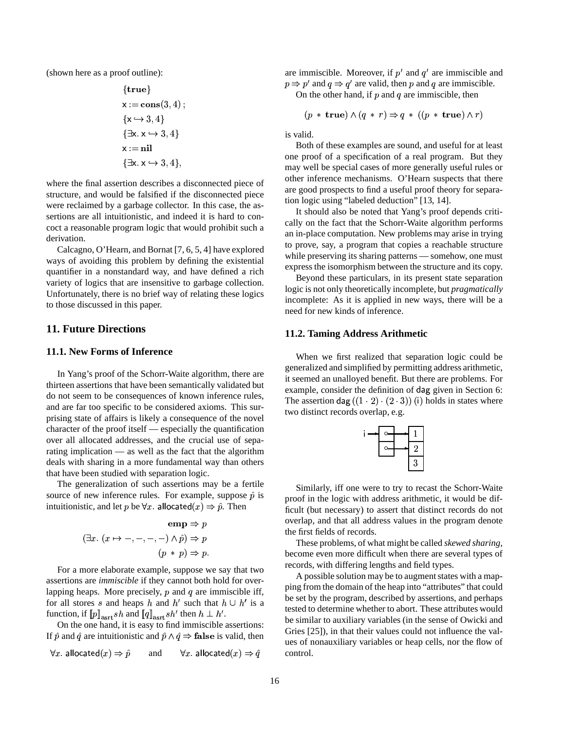(shown here as a proof outline):

$$\begin{array}{l}
\{\mathbf{true}\} \\
\mathsf{x} := \mathbf{cons}(3, 4)\,; \\
\{\mathsf{x} \hookrightarrow 3, 4\} \\
\{\exists \mathsf{x}.\ \mathsf{x} \hookrightarrow 3, 4\} \\
\mathsf{x} := \mathbf{nil} \\
\{\exists \mathsf{x}.\ \mathsf{x} \hookrightarrow 3, 4\},
\end{array}$$

where the final assertion describes a disconnected piece of structure, and would be falsified if the disconnected piece were reclaimed by a garbage collector. In this case, the assertions are all intuitionistic, and indeed it is hard to concoct a reasonable program logic that would prohibit such a derivation.

Calcagno, O'Hearn, and Bornat [7, 6, 5, 4] have explored ways of avoiding this problem by defining the existential quantifier in a nonstandard way, and have defined a rich variety of logics that are insensitive to garbage collection. Unfortunately, there is no brief way of relating these logics to those discussed in this paper.

## 11. Future Directions

### 11.1. New Forms of Inference

In Yang's proof of the Schorr-Waite algorithm, there are thirteen assertions that have been semantically validated but do not seem to be consequences of known inference rules, and are far too specific to be considered axioms. This surprising state of affairs is likely a consequence of the novel character of the proof itself — especially the quantification over all allocated addresses, and the crucial use of separating implication — as well as the fact that the algorithm deals with sharing in a more fundamental way than others that have been studied with separation logic.

The generalization of such assertions may be a fertile source of new inference rules. For example, suppose $\hat{p}$ is intuitionistic, and let $p$ be $\forall x.\ \mathsf{allocated}(x) \Rightarrow \hat{p}$. Then

$$\begin{array}{r}
\mathbf{emp} \Rightarrow p \\
(\exists x.\ (x \mapsto -,-,-,-) \wedge \hat{p}) \Rightarrow p \\
(p \ * \ p) \Rightarrow p.
\end{array}$$

For a more elaborate example, suppose we say that two assertions are *immiscible* if they cannot both hold for overlapping heaps. More precisely, $p$ and $q$ are immiscible iff, for all stores $s$ and heaps $h$ and $h'$ such that $h \cup h'$ is a function, if $[\![p]\!]_{\mathrm{asrt}} sh$ and $[\![q]\!]_{\mathrm{asrt}} sh'$ then $h \perp h'$.

On the one hand, it is easy to find immiscible assertions: If $\hat{p}$ and $\hat{q}$ are intuitionistic and $\hat{p} \wedge \hat{q} \Rightarrow \mathbf{false}$ is valid, then

$$\forall x.\ \mathsf{allocated}(x) \Rightarrow \hat{p} \qquad \text{and} \qquad \forall x.\ \mathsf{allocated}(x) \Rightarrow \hat{q}$$

are immiscible. Moreover, if $p'$ and $q'$ are immiscible and $p \Rightarrow p'$ and $q \Rightarrow q'$ are valid, then $p$ and $q$ are immiscible.

On the other hand, if $p$ and $q$ are immiscible, then

$$(p \ * \ \mathbf{true}) \wedge (q \ * \ r) \Rightarrow q \ * \ ((p \ * \ \mathbf{true}) \wedge r)$$

is valid.

Both of these examples are sound, and useful for at least one proof of a specification of a real program. But they may well be special cases of more generally useful rules or other inference mechanisms. O'Hearn suspects that there are good prospects to find a useful proof theory for separation logic using "labeled deduction" [13, 14].

It should also be noted that Yang's proof depends critically on the fact that the Schorr-Waite algorithm performs an in-place computation. New problems may arise in trying to prove, say, a program that copies a reachable structure while preserving its sharing patterns — somehow, one must express the isomorphism between the structure and its copy.

Beyond these particulars, in its present state separation logic is not only theoretically incomplete, but *pragmatically* incomplete: As it is applied in new ways, there will be a need for new kinds of inference.

### 11.2. Taming Address Arithmetic

When we first realized that separation logic could be generalized and simplified by permitting address arithmetic, it seemed an unalloyed benefit. But there are problems. For example, consider the definition of $\mathsf{dag}$ given in Section 6: The assertion $\mathsf{dag}\,((1 \cdot 2) \cdot (2 \cdot 3))\,(\mathrm{i})$ holds in states where two distinct records overlap, e.g.

Similarly, iff one were to try to recast the Schorr-Waite proof in the logic with address arithmetic, it would be difficult (but necessary) to assert that distinct records do not overlap, and that all address values in the program denote the first fields of records.

These problems, of what might be called *skewed sharing*, become even more difficult when there are several types of records, with differing lengths and field types.

A possible solution may be to augment states with a mapping from the domain of the heap into "attributes" that could be set by the program, described by assertions, and perhaps tested to determine whether to abort. These attributes would be similar to auxiliary variables (in the sense of Owicki and Gries [25]), in that their values could not influence the values of nonauxiliary variables or heap cells, nor the flow of control.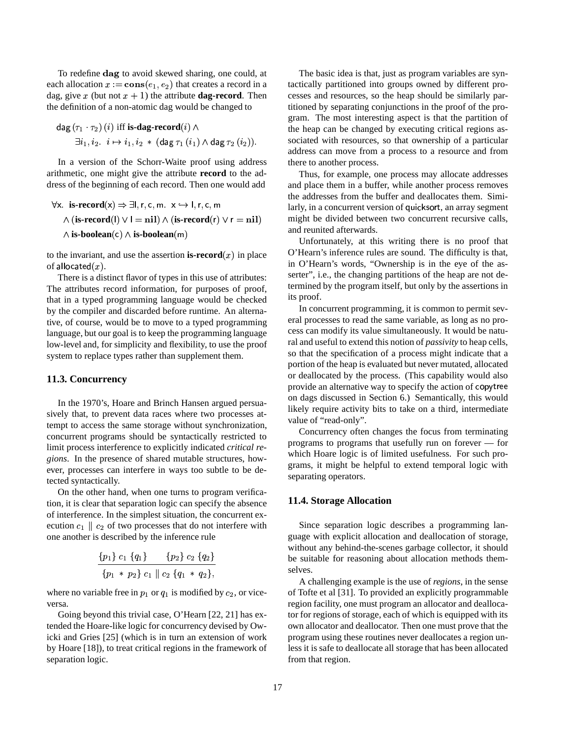To redefine $\mathbf{dag}$ to avoid skewed sharing, one could, at each allocation $x := \mathbf{cons}(e_1, e_2)$ that creates a record in a dag, give $x$ (but not $x+1$) the attribute **dag-record**. Then the definition of a non-atomic dag would be changed to

$$\mathsf{dag}\,(\tau_1 \cdot \tau_2)\,(i) \text{ iff } \textbf{is-dag-record}(i) \wedge$$
$$\exists i_1, i_2.\;\; i \mapsto i_1, i_2 \,*\, (\mathsf{dag}\,\tau_1\,(i_1) \wedge \mathsf{dag}\,\tau_2\,(i_2)).$$

In a version of the Schorr-Waite proof using address arithmetic, one might give the attribute **record** to the address of the beginning of each record. Then one would add

$$\forall \mathsf{x}.\;\; \textbf{is-record}(\mathsf{x}) \Rightarrow \exists \mathsf{l}, \mathsf{r}, \mathsf{c}, \mathsf{m}.\;\; \mathsf{x} \hookrightarrow \mathsf{l}, \mathsf{r}, \mathsf{c}, \mathsf{m}$$
$$\wedge\, (\textbf{is-record}(\mathsf{l}) \vee \mathsf{l} = \mathbf{nil}) \wedge (\textbf{is-record}(\mathsf{r}) \vee \mathsf{r} = \mathbf{nil})$$
$$\wedge\, \textbf{is-boolean}(\mathsf{c}) \wedge \textbf{is-boolean}(\mathsf{m})$$

to the invariant, and use the assertion $\textbf{is-record}(x)$ in place of $\mathsf{allocated}(x)$.

There is a distinct flavor of types in this use of attributes: The attributes record information, for purposes of proof, that in a typed programming language would be checked by the compiler and discarded before runtime. An alternative, of course, would be to move to a typed programming language, but our goal is to keep the programming language low-level and, for simplicity and flexibility, to use the proof system to replace types rather than supplement them.

### 11.3. Concurrency

In the 1970's, Hoare and Brinch Hansen argued persuasively that, to prevent data races where two processes attempt to access the same storage without synchronization, concurrent programs should be syntactically restricted to limit process interference to explicitly indicated *critical regions*. In the presence of shared mutable structures, however, processes can interfere in ways too subtle to be detected syntactically.

On the other hand, when one turns to program verification, it is clear that separation logic can specify the absence of interference. In the simplest situation, the concurrent execution $c_1 \parallel c_2$ of two processes that do not interfere with one another is described by the inference rule

$$\frac{\{p_1\}\; c_1\; \{q_1\} \qquad \{p_2\}\; c_2\; \{q_2\}}{\{p_1 \,*\, p_2\}\; c_1 \parallel c_2\; \{q_1 \,*\, q_2\},}$$

where no variable free in $p_1$ or $q_1$ is modified by $c_2$, or vice-versa.

Going beyond this trivial case, O'Hearn [22, 21] has extended the Hoare-like logic for concurrency devised by Owicki and Gries [25] (which is in turn an extension of work by Hoare [18]), to treat critical regions in the framework of separation logic.

The basic idea is that, just as program variables are syntactically partitioned into groups owned by different processes and resources, so the heap should be similarly partitioned by separating conjunctions in the proof of the program. The most interesting aspect is that the partition of the heap can be changed by executing critical regions associated with resources, so that ownership of a particular address can move from a process to a resource and from there to another process.

Thus, for example, one process may allocate addresses and place them in a buffer, while another process removes the addresses from the buffer and deallocates them. Similarly, in a concurrent version of quicksort, an array segment might be divided between two concurrent recursive calls, and reunited afterwards.

Unfortunately, at this writing there is no proof that O'Hearn's inference rules are sound. The difficulty is that, in O'Hearn's words, "Ownership is in the eye of the asserter", i.e., the changing partitions of the heap are not determined by the program itself, but only by the assertions in its proof.

In concurrent programming, it is common to permit several processes to read the same variable, as long as no process can modify its value simultaneously. It would be natural and useful to extend this notion of *passivity* to heap cells, so that the specification of a process might indicate that a portion of the heap is evaluated but never mutated, allocated or deallocated by the process. (This capability would also provide an alternative way to specify the action of copytree on dags discussed in Section 6.) Semantically, this would likely require activity bits to take on a third, intermediate value of "read-only".

Concurrency often changes the focus from terminating programs to programs that usefully run on forever — for which Hoare logic is of limited usefulness. For such programs, it might be helpful to extend temporal logic with separating operators.

### 11.4. Storage Allocation

Since separation logic describes a programming language with explicit allocation and deallocation of storage, without any behind-the-scenes garbage collector, it should be suitable for reasoning about allocation methods themselves.

A challenging example is the use of *regions*, in the sense of Tofte et al [31]. To provided an explicitly programmable region facility, one must program an allocator and deallocator for regions of storage, each of which is equipped with its own allocator and deallocator. Then one must prove that the program using these routines never deallocates a region unless it is safe to deallocate all storage that has been allocated from that region.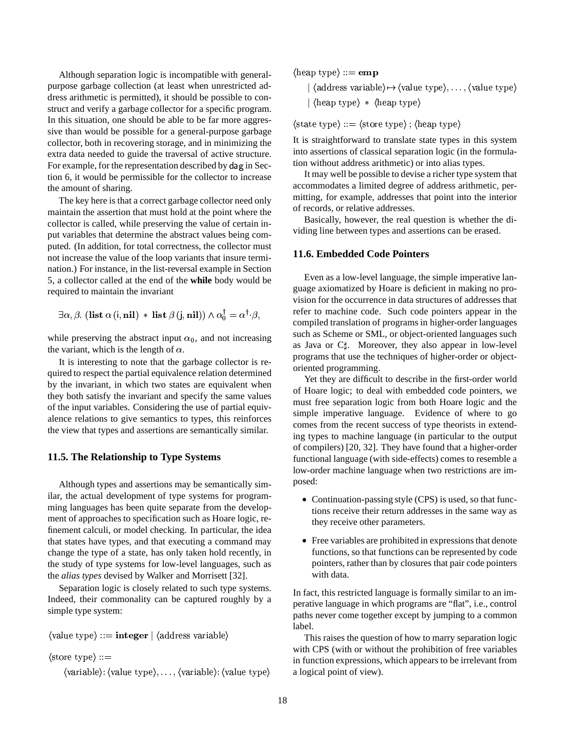Although separation logic is incompatible with general-purpose garbage collection (at least when unrestricted address arithmetic is permitted), it should be possible to construct and verify a garbage collector for a specific program. In this situation, one should be able to be far more aggressive than would be possible for a general-purpose garbage collector, both in recovering storage, and in minimizing the extra data needed to guide the traversal of active structure. For example, for the representation described by $\mathsf{dag}$ in Section 6, it would be permissible for the collector to increase the amount of sharing.

The key here is that a correct garbage collector need only maintain the assertion that must hold at the point where the collector is called, while preserving the value of certain input variables that determine the abstract values being computed. (In addition, for total correctness, the collector must not increase the value of the loop variants that insure termination.) For instance, in the list-reversal example in Section 5, a collector called at the end of the **while** body would be required to maintain the invariant

$$\exists \alpha, \beta.\ (\textbf{list}\,\alpha\,(\mathsf{i}, \textbf{nil}) \ast \textbf{list}\,\beta\,(\mathsf{j}, \textbf{nil})) \wedge \alpha_0^\dagger = \alpha^\dagger{\cdot}\beta,$$

while preserving the abstract input $\alpha_0$, and not increasing the variant, which is the length of $\alpha$.

It is interesting to note that the garbage collector is required to respect the partial equivalence relation determined by the invariant, in which two states are equivalent when they both satisfy the invariant and specify the same values of the input variables. Considering the use of partial equivalence relations to give semantics to types, this reinforces the view that types and assertions are semantically similar.

## 11.5. The Relationship to Type Systems

Although types and assertions may be semantically similar, the actual development of type systems for programming languages has been quite separate from the development of approaches to specification such as Hoare logic, refinement calculi, or model checking. In particular, the idea that states have types, and that executing a command may change the type of a state, has only taken hold recently, in the study of type systems for low-level languages, such as the *alias types* devised by Walker and Morrisett [32].

Separation logic is closely related to such type systems. Indeed, their commonality can be captured roughly by a simple type system:

$$\langle \text{value type} \rangle ::= \textbf{integer} \mid \langle \text{address variable} \rangle$$

$$\langle \text{store type} \rangle ::= \langle \text{variable} \rangle \colon \langle \text{value type} \rangle, \ldots, \langle \text{variable} \rangle \colon \langle \text{value type} \rangle$$

$$\begin{aligned}\langle \text{heap type} \rangle ::=\ & \textbf{emp} \\ \mid\ & \langle \text{address variable} \rangle \mapsto \langle \text{value type} \rangle, \ldots, \langle \text{value type} \rangle \\ \mid\ & \langle \text{heap type} \rangle \ast \langle \text{heap type} \rangle\end{aligned}$$

$$\langle \text{state type} \rangle ::= \langle \text{store type} \rangle \,;\, \langle \text{heap type} \rangle$$

It is straightforward to translate state types in this system into assertions of classical separation logic (in the formulation without address arithmetic) or into alias types.

It may well be possible to devise a richer type system that accommodates a limited degree of address arithmetic, permitting, for example, addresses that point into the interior of records, or relative addresses.

Basically, however, the real question is whether the dividing line between types and assertions can be erased.

## 11.6. Embedded Code Pointers

Even as a low-level language, the simple imperative language axiomatized by Hoare is deficient in making no provision for the occurrence in data structures of addresses that refer to machine code. Such code pointers appear in the compiled translation of programs in higher-order languages such as Scheme or SML, or object-oriented languages such as Java or C♯. Moreover, they also appear in low-level programs that use the techniques of higher-order or object-oriented programming.

Yet they are difficult to describe in the first-order world of Hoare logic; to deal with embedded code pointers, we must free separation logic from both Hoare logic and the simple imperative language. Evidence of where to go comes from the recent success of type theorists in extending types to machine language (in particular to the output of compilers) [20, 32]. They have found that a higher-order functional language (with side-effects) comes to resemble a low-order machine language when two restrictions are imposed:

- Continuation-passing style (CPS) is used, so that functions receive their return addresses in the same way as they receive other parameters.
- Free variables are prohibited in expressions that denote functions, so that functions can be represented by code pointers, rather than by closures that pair code pointers with data.

In fact, this restricted language is formally similar to an imperative language in which programs are "flat", i.e., control paths never come together except by jumping to a common label.

This raises the question of how to marry separation logic with CPS (with or without the prohibition of free variables in function expressions, which appears to be irrelevant from a logical point of view).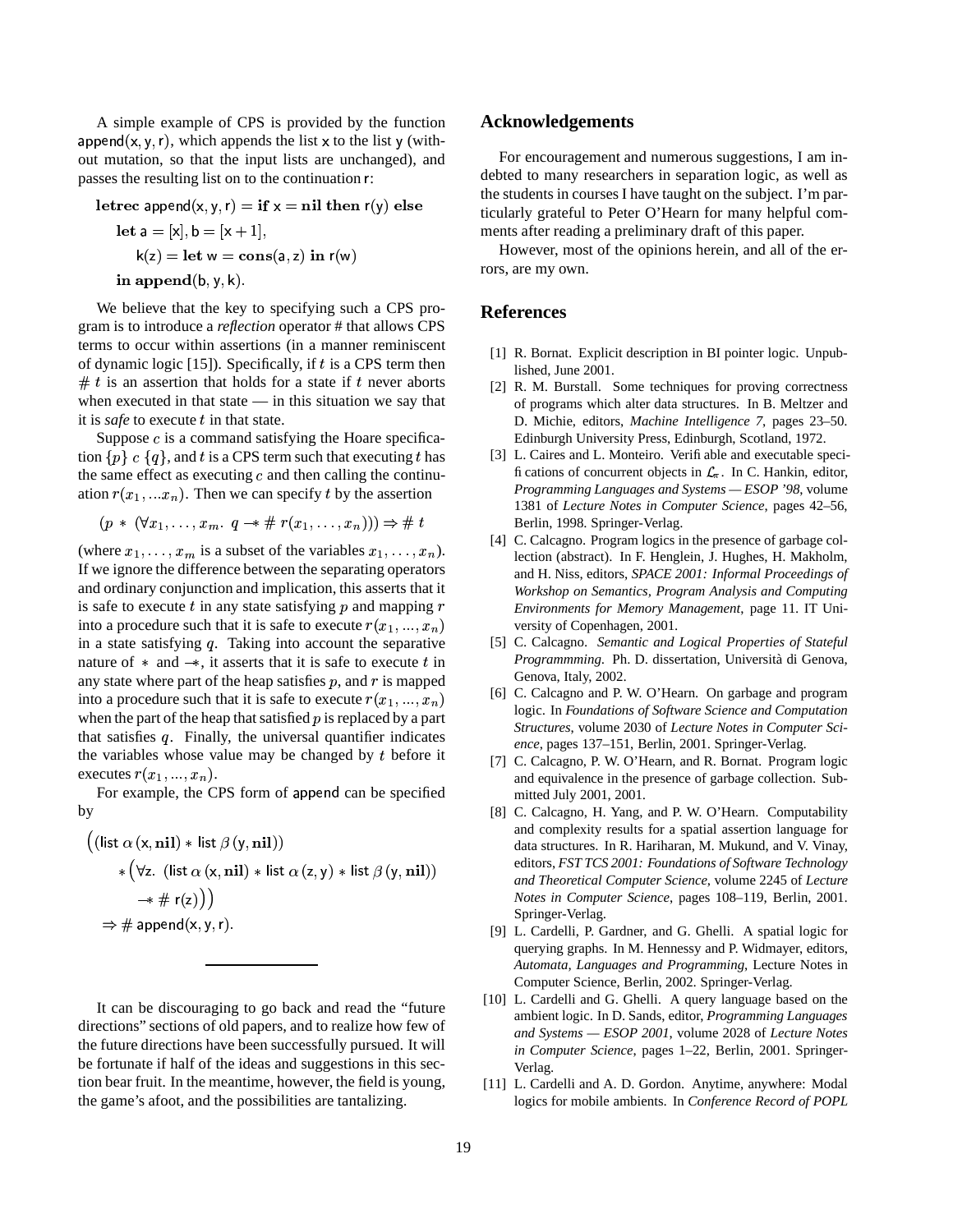A simple example of CPS is provided by the function $\mathsf{append}(\mathsf{x}, \mathsf{y}, \mathsf{r})$, which appends the list $\mathsf{x}$ to the list $\mathsf{y}$ (without mutation, so that the input lists are unchanged), and passes the resulting list on to the continuation $\mathsf{r}$:

$$
\begin{aligned}
&\textbf{letrec } \mathsf{append}(\mathsf{x},\mathsf{y},\mathsf{r}) = \textbf{if } \mathsf{x} = \textbf{nil} \textbf{ then } \mathsf{r}(\mathsf{y}) \textbf{ else} \\
&\quad \textbf{let } \mathsf{a} = [\mathsf{x}], \mathsf{b} = [\mathsf{x}+1], \\
&\qquad \mathsf{k}(\mathsf{z}) = \textbf{let } \mathsf{w} = \textbf{cons}(\mathsf{a},\mathsf{z}) \textbf{ in } \mathsf{r}(\mathsf{w}) \\
&\quad \textbf{in append}(\mathsf{b},\mathsf{y},\mathsf{k}).
\end{aligned}
$$

We believe that the key to specifying such a CPS program is to introduce a *reflection* operator # that allows CPS terms to occur within assertions (in a manner reminiscent of dynamic logic [15]). Specifically, if $t$ is a CPS term then $\#\, t$ is an assertion that holds for a state if $t$ never aborts when executed in that state — in this situation we say that it is *safe* to execute $t$ in that state.

Suppose $c$ is a command satisfying the Hoare specification $\{p\}\ c\ \{q\}$, and $t$ is a CPS term such that executing $t$ has the same effect as executing $c$ and then calling the continuation $r(x_1, ...x_n)$. Then we can specify $t$ by the assertion

$$(p \ast (\forall x_1, \ldots, x_m.\ q \mathrel{-\!\!*} \#\, r(x_1, \ldots, x_n))) \Rightarrow \#\, t$$

(where $x_1, \ldots, x_m$ is a subset of the variables $x_1, \ldots, x_n$). If we ignore the difference between the separating operators and ordinary conjunction and implication, this asserts that it is safe to execute $t$ in any state satisfying $p$ and mapping $r$ into a procedure such that it is safe to execute $r(x_1, ..., x_n)$ in a state satisfying $q$. Taking into account the separative nature of $\ast$ and $\mathrel{-\!\!*}$, it asserts that it is safe to execute $t$ in any state where part of the heap satisfies $p$, and $r$ is mapped into a procedure such that it is safe to execute $r(x_1, ..., x_n)$ when the part of the heap that satisfied $p$ is replaced by a part that satisfies $q$. Finally, the universal quantifier indicates the variables whose value may be changed by $t$ before it executes $r(x_1, ..., x_n)$.

For example, the CPS form of $\mathsf{append}$ can be specified by

$$
\begin{aligned}
&\Big((\mathsf{list}\ \alpha\,(\mathsf{x},\textbf{nil}) \ast \mathsf{list}\ \beta\,(\mathsf{y},\textbf{nil})) \\
&\qquad \ast \Big(\forall \mathsf{z}.\ (\mathsf{list}\ \alpha\,(\mathsf{x},\textbf{nil}) \ast \mathsf{list}\ \alpha\,(\mathsf{z},\mathsf{y}) \ast \mathsf{list}\ \beta\,(\mathsf{y},\textbf{nil})) \\
&\qquad\quad \mathrel{-\!\!*} \#\ \mathsf{r}(\mathsf{z})\Big)\Big) \\
&\quad \Rightarrow \#\ \mathsf{append}(\mathsf{x},\mathsf{y},\mathsf{r}).
\end{aligned}
$$

---

It can be discouraging to go back and read the "future directions" sections of old papers, and to realize how few of the future directions have been successfully pursued. It will be fortunate if half of the ideas and suggestions in this section bear fruit. In the meantime, however, the field is young, the game's afoot, and the possibilities are tantalizing.

## Acknowledgements

For encouragement and numerous suggestions, I am indebted to many researchers in separation logic, as well as the students in courses I have taught on the subject. I'm particularly grateful to Peter O'Hearn for many helpful comments after reading a preliminary draft of this paper.

However, most of the opinions herein, and all of the errors, are my own.

## References

[1] R. Bornat. Explicit description in BI pointer logic. Unpublished, June 2001.

[2] R. M. Burstall. Some techniques for proving correctness of programs which alter data structures. In B. Meltzer and D. Michie, editors, *Machine Intelligence 7*, pages 23–50. Edinburgh University Press, Edinburgh, Scotland, 1972.

[3] L. Caires and L. Monteiro. Verifiable and executable specifications of concurrent objects in $\mathcal{L}_\pi$. In C. Hankin, editor, *Programming Languages and Systems — ESOP '98*, volume 1381 of *Lecture Notes in Computer Science*, pages 42–56, Berlin, 1998. Springer-Verlag.

[4] C. Calcagno. Program logics in the presence of garbage collection (abstract). In F. Henglein, J. Hughes, H. Makholm, and H. Niss, editors, *SPACE 2001: Informal Proceedings of Workshop on Semantics, Program Analysis and Computing Environments for Memory Management*, page 11. IT University of Copenhagen, 2001.

[5] C. Calcagno. *Semantic and Logical Properties of Stateful Programmming.* Ph. D. dissertation, Università di Genova, Genova, Italy, 2002.

[6] C. Calcagno and P. W. O'Hearn. On garbage and program logic. In *Foundations of Software Science and Computation Structures*, volume 2030 of *Lecture Notes in Computer Science*, pages 137–151, Berlin, 2001. Springer-Verlag.

[7] C. Calcagno, P. W. O'Hearn, and R. Bornat. Program logic and equivalence in the presence of garbage collection. Submitted July 2001, 2001.

[8] C. Calcagno, H. Yang, and P. W. O'Hearn. Computability and complexity results for a spatial assertion language for data structures. In R. Hariharan, M. Mukund, and V. Vinay, editors, *FST TCS 2001: Foundations of Software Technology and Theoretical Computer Science*, volume 2245 of *Lecture Notes in Computer Science*, pages 108–119, Berlin, 2001. Springer-Verlag.

[9] L. Cardelli, P. Gardner, and G. Ghelli. A spatial logic for querying graphs. In M. Hennessy and P. Widmayer, editors, *Automata, Languages and Programming*, Lecture Notes in Computer Science, Berlin, 2002. Springer-Verlag.

[10] L. Cardelli and G. Ghelli. A query language based on the ambient logic. In D. Sands, editor, *Programming Languages and Systems — ESOP 2001*, volume 2028 of *Lecture Notes in Computer Science*, pages 1–22, Berlin, 2001. Springer-Verlag.

[11] L. Cardelli and A. D. Gordon. Anytime, anywhere: Modal logics for mobile ambients. In *Conference Record of POPL*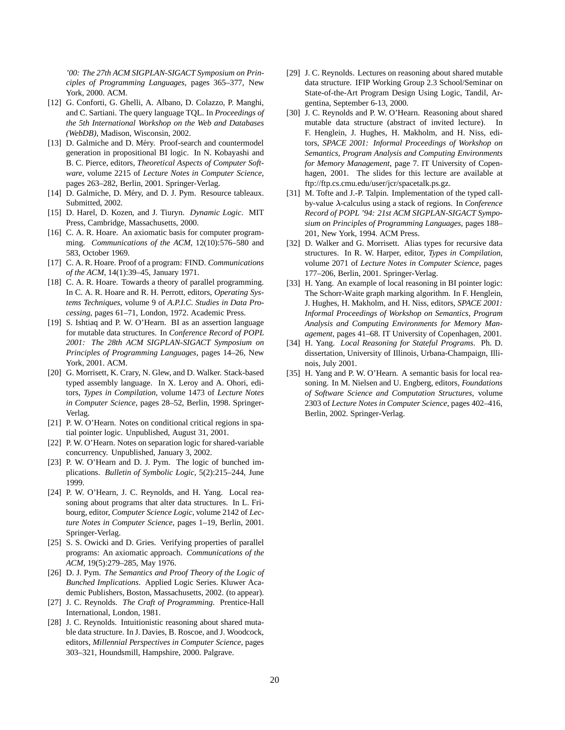’00: The 27th ACM SIGPLAN-SIGACT Symposium on Principles of Programming Languages*, pages 365–377, New York, 2000. ACM.

[12] G. Conforti, G. Ghelli, A. Albano, D. Colazzo, P. Manghi, and C. Sartiani. The query language TQL. In *Proceedings of the 5th International Workshop on the Web and Databases (WebDB)*, Madison, Wisconsin, 2002.

[13] D. Galmiche and D. Méry. Proof-search and countermodel generation in propositional BI logic. In N. Kobayashi and B. C. Pierce, editors, *Theoretical Aspects of Computer Software*, volume 2215 of *Lecture Notes in Computer Science*, pages 263–282, Berlin, 2001. Springer-Verlag.

[14] D. Galmiche, D. Méry, and D. J. Pym. Resource tableaux. Submitted, 2002.

[15] D. Harel, D. Kozen, and J. Tiuryn. *Dynamic Logic*. MIT Press, Cambridge, Massachusetts, 2000.

[16] C. A. R. Hoare. An axiomatic basis for computer programming. *Communications of the ACM*, 12(10):576–580 and 583, October 1969.

[17] C. A. R. Hoare. Proof of a program: FIND. *Communications of the ACM*, 14(1):39–45, January 1971.

[18] C. A. R. Hoare. Towards a theory of parallel programming. In C. A. R. Hoare and R. H. Perrott, editors, *Operating Systems Techniques*, volume 9 of *A.P.I.C. Studies in Data Processing*, pages 61–71, London, 1972. Academic Press.

[19] S. Ishtiaq and P. W. O’Hearn. BI as an assertion language for mutable data structures. In *Conference Record of POPL 2001: The 28th ACM SIGPLAN-SIGACT Symposium on Principles of Programming Languages*, pages 14–26, New York, 2001. ACM.

[20] G. Morrisett, K. Crary, N. Glew, and D. Walker. Stack-based typed assembly language. In X. Leroy and A. Ohori, editors, *Types in Compilation*, volume 1473 of *Lecture Notes in Computer Science*, pages 28–52, Berlin, 1998. Springer-Verlag.

[21] P. W. O’Hearn. Notes on conditional critical regions in spatial pointer logic. Unpublished, August 31, 2001.

[22] P. W. O’Hearn. Notes on separation logic for shared-variable concurrency. Unpublished, January 3, 2002.

[23] P. W. O’Hearn and D. J. Pym. The logic of bunched implications. *Bulletin of Symbolic Logic*, 5(2):215–244, June 1999.

[24] P. W. O’Hearn, J. C. Reynolds, and H. Yang. Local reasoning about programs that alter data structures. In L. Fribourg, editor, *Computer Science Logic*, volume 2142 of *Lecture Notes in Computer Science*, pages 1–19, Berlin, 2001. Springer-Verlag.

[25] S. S. Owicki and D. Gries. Verifying properties of parallel programs: An axiomatic approach. *Communications of the ACM*, 19(5):279–285, May 1976.

[26] D. J. Pym. *The Semantics and Proof Theory of the Logic of Bunched Implications*. Applied Logic Series. Kluwer Academic Publishers, Boston, Massachusetts, 2002. (to appear).

[27] J. C. Reynolds. *The Craft of Programming*. Prentice-Hall International, London, 1981.

[28] J. C. Reynolds. Intuitionistic reasoning about shared mutable data structure. In J. Davies, B. Roscoe, and J. Woodcock, editors, *Millennial Perspectives in Computer Science*, pages 303–321, Houndsmill, Hampshire, 2000. Palgrave.

[29] J. C. Reynolds. Lectures on reasoning about shared mutable data structure. IFIP Working Group 2.3 School/Seminar on State-of-the-Art Program Design Using Logic, Tandil, Argentina, September 6-13, 2000.

[30] J. C. Reynolds and P. W. O’Hearn. Reasoning about shared mutable data structure (abstract of invited lecture). In F. Henglein, J. Hughes, H. Makholm, and H. Niss, editors, *SPACE 2001: Informal Proceedings of Workshop on Semantics, Program Analysis and Computing Environments for Memory Management*, page 7. IT University of Copenhagen, 2001. The slides for this lecture are available at ftp://ftp.cs.cmu.edu/user/jcr/spacetalk.ps.gz.

[31] M. Tofte and J.-P. Talpin. Implementation of the typed call-by-value $\lambda$-calculus using a stack of regions. In *Conference Record of POPL ’94: 21st ACM SIGPLAN-SIGACT Symposium on Principles of Programming Languages*, pages 188–201, New York, 1994. ACM Press.

[32] D. Walker and G. Morrisett. Alias types for recursive data structures. In R. W. Harper, editor, *Types in Compilation*, volume 2071 of *Lecture Notes in Computer Science*, pages 177–206, Berlin, 2001. Springer-Verlag.

[33] H. Yang. An example of local reasoning in BI pointer logic: The Schorr-Waite graph marking algorithm. In F. Henglein, J. Hughes, H. Makholm, and H. Niss, editors, *SPACE 2001: Informal Proceedings of Workshop on Semantics, Program Analysis and Computing Environments for Memory Management*, pages 41–68. IT University of Copenhagen, 2001.

[34] H. Yang. *Local Reasoning for Stateful Programs*. Ph. D. dissertation, University of Illinois, Urbana-Champaign, Illinois, July 2001.

[35] H. Yang and P. W. O’Hearn. A semantic basis for local reasoning. In M. Nielsen and U. Engberg, editors, *Foundations of Software Science and Computation Structures*, volume 2303 of *Lecture Notes in Computer Science*, pages 402–416, Berlin, 2002. Springer-Verlag.